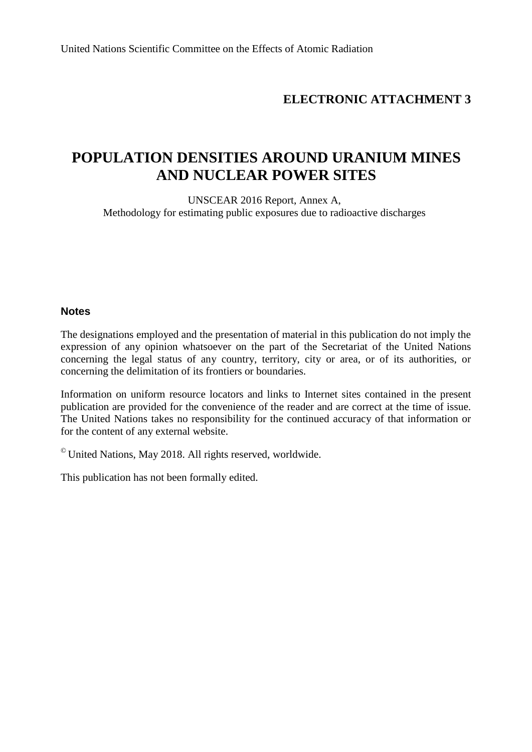United Nations Scientific Committee on the Effects of Atomic Radiation

**ELECTRONIC ATTACHMENT 3**

# POPULATION DENSITIES AROUND URANIUM MINES AND NUCLEAR POWER SITES

UNSCEAR 2016 Report, Annex A,
Methodology for estimating public exposures due to radioactive discharges

**Notes**

The designations employed and the presentation of material in this publication do not imply the expression of any opinion whatsoever on the part of the Secretariat of the United Nations concerning the legal status of any country, territory, city or area, or of its authorities, or concerning the delimitation of its frontiers or boundaries.

Information on uniform resource locators and links to Internet sites contained in the present publication are provided for the convenience of the reader and are correct at the time of issue. The United Nations takes no responsibility for the continued accuracy of that information or for the content of any external website.

© United Nations, May 2018. All rights reserved, worldwide.

This publication has not been formally edited.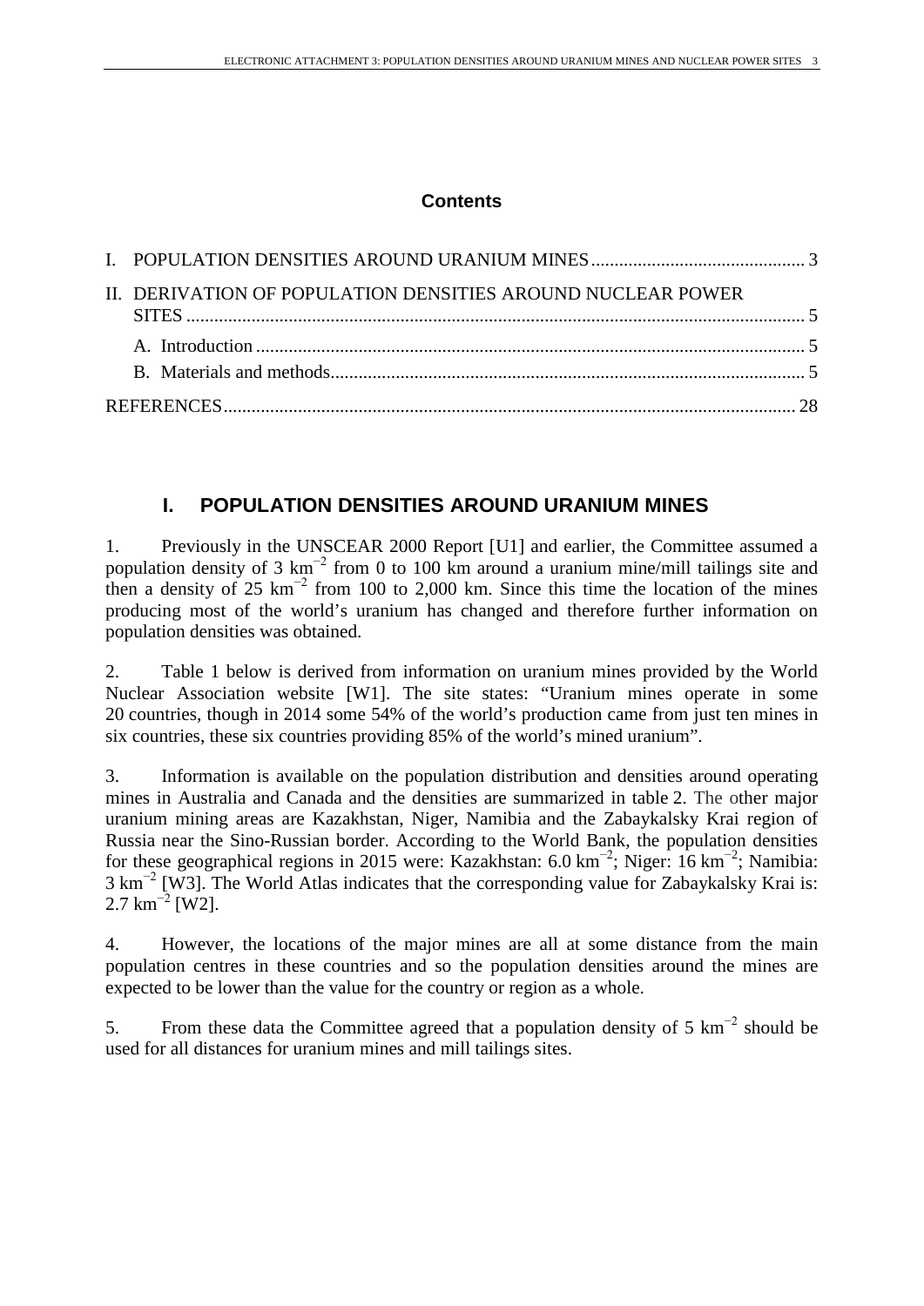**Contents**

I. POPULATION DENSITIES AROUND URANIUM MINES .............................................. 3

II. DERIVATION OF POPULATION DENSITIES AROUND NUCLEAR POWER SITES ................................................................................................................................... 5

A. Introduction ..................................................................................................................... 5

B. Materials and methods..................................................................................................... 5

REFERENCES.......................................................................................................................... 28

# I. POPULATION DENSITIES AROUND URANIUM MINES

1. Previously in the UNSCEAR 2000 Report [U1] and earlier, the Committee assumed a population density of 3 $km^{-2}$ from 0 to 100 km around a uranium mine/mill tailings site and then a density of 25 $km^{-2}$ from 100 to 2,000 km. Since this time the location of the mines producing most of the world's uranium has changed and therefore further information on population densities was obtained.

2. Table 1 below is derived from information on uranium mines provided by the World Nuclear Association website [W1]. The site states: "Uranium mines operate in some 20 countries, though in 2014 some 54% of the world's production came from just ten mines in six countries, these six countries providing 85% of the world's mined uranium".

3. Information is available on the population distribution and densities around operating mines in Australia and Canada and the densities are summarized in table 2. The other major uranium mining areas are Kazakhstan, Niger, Namibia and the Zabaykalsky Krai region of Russia near the Sino-Russian border. According to the World Bank, the population densities for these geographical regions in 2015 were: Kazakhstan: 6.0 $km^{-2}$; Niger: 16 $km^{-2}$; Namibia: 3 $km^{-2}$ [W3]. The World Atlas indicates that the corresponding value for Zabaykalsky Krai is: 2.7 $km^{-2}$ [W2].

4. However, the locations of the major mines are all at some distance from the main population centres in these countries and so the population densities around the mines are expected to be lower than the value for the country or region as a whole.

5. From these data the Committee agreed that a population density of 5 $km^{-2}$ should be used for all distances for uranium mines and mill tailings sites.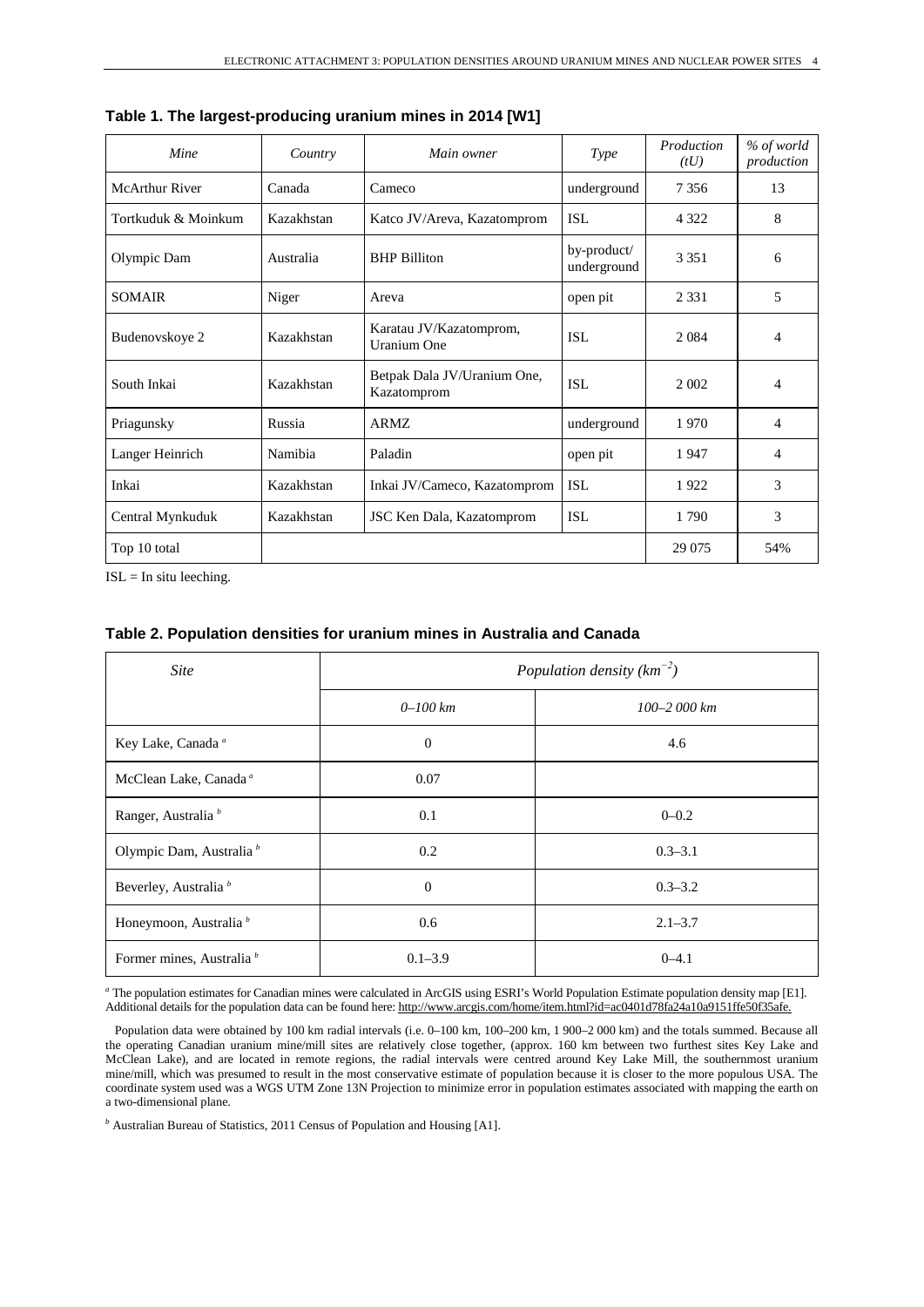**Table 1. The largest-producing uranium mines in 2014 [W1]**

| *Mine* | *Country* | *Main owner* | *Type* | *Production (tU)* | *% of world production* |
|---|---|---|---|---|---|
| McArthur River | Canada | Cameco | underground | 7 356 | 13 |
| Tortkuduk & Moinkum | Kazakhstan | Katco JV/Areva, Kazatomprom | ISL | 4 322 | 8 |
| Olympic Dam | Australia | BHP Billiton | by-product/ underground | 3 351 | 6 |
| SOMAIR | Niger | Areva | open pit | 2 331 | 5 |
| Budenovskoye 2 | Kazakhstan | Karatau JV/Kazatomprom, Uranium One | ISL | 2 084 | 4 |
| South Inkai | Kazakhstan | Betpak Dala JV/Uranium One, Kazatomprom | ISL | 2 002 | 4 |
| Priagunsky | Russia | ARMZ | underground | 1 970 | 4 |
| Langer Heinrich | Namibia | Paladin | open pit | 1 947 | 4 |
| Inkai | Kazakhstan | Inkai JV/Cameco, Kazatomprom | ISL | 1 922 | 3 |
| Central Mynkuduk | Kazakhstan | JSC Ken Dala, Kazatomprom | ISL | 1 790 | 3 |
| Top 10 total | | | | 29 075 | 54% |

ISL = In situ leeching.

**Table 2. Population densities for uranium mines in Australia and Canada**

| *Site* | *Population density ($km^{-2}$)* | |
|---|---|---|
| | *0–100 km* | *100–2 000 km* |
| Key Lake, Canada [a] | 0 | 4.6 |
| McClean Lake, Canada [a] | 0.07 | |
| Ranger, Australia [b] | 0.1 | 0–0.2 |
| Olympic Dam, Australia [b] | 0.2 | 0.3–3.1 |
| Beverley, Australia [b] | 0 | 0.3–3.2 |
| Honeymoon, Australia [b] | 0.6 | 2.1–3.7 |
| Former mines, Australia [b] | 0.1–3.9 | 0–4.1 |

[a] The population estimates for Canadian mines were calculated in ArcGIS using ESRI's World Population Estimate population density map [E1]. Additional details for the population data can be found here: http://www.arcgis.com/home/item.html?id=ac0401d78fa24a10a9151ffe50f35afe.

Population data were obtained by 100 km radial intervals (i.e. 0–100 km, 100–200 km, 1 900–2 000 km) and the totals summed. Because all the operating Canadian uranium mine/mill sites are relatively close together, (approx. 160 km between two furthest sites Key Lake and McClean Lake), and are located in remote regions, the radial intervals were centred around Key Lake Mill, the southernmost uranium mine/mill, which was presumed to result in the most conservative estimate of population because it is closer to the more populous USA. The coordinate system used was a WGS UTM Zone 13N Projection to minimize error in population estimates associated with mapping the earth on a two-dimensional plane.

[b] Australian Bureau of Statistics, 2011 Census of Population and Housing [A1].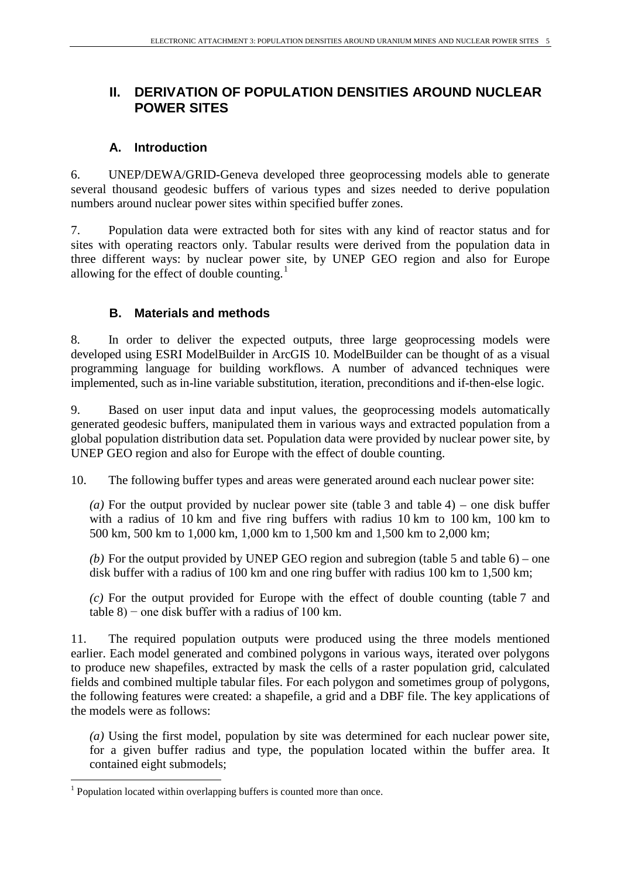## II. DERIVATION OF POPULATION DENSITIES AROUND NUCLEAR POWER SITES

### A. Introduction

6. UNEP/DEWA/GRID-Geneva developed three geoprocessing models able to generate several thousand geodesic buffers of various types and sizes needed to derive population numbers around nuclear power sites within specified buffer zones.

7. Population data were extracted both for sites with any kind of reactor status and for sites with operating reactors only. Tabular results were derived from the population data in three different ways: by nuclear power site, by UNEP GEO region and also for Europe allowing for the effect of double counting.[1]

### B. Materials and methods

8. In order to deliver the expected outputs, three large geoprocessing models were developed using ESRI ModelBuilder in ArcGIS 10. ModelBuilder can be thought of as a visual programming language for building workflows. A number of advanced techniques were implemented, such as in-line variable substitution, iteration, preconditions and if-then-else logic.

9. Based on user input data and input values, the geoprocessing models automatically generated geodesic buffers, manipulated them in various ways and extracted population from a global population distribution data set. Population data were provided by nuclear power site, by UNEP GEO region and also for Europe with the effect of double counting.

10. The following buffer types and areas were generated around each nuclear power site:

*(a)* For the output provided by nuclear power site (table 3 and table 4) – one disk buffer with a radius of 10 km and five ring buffers with radius 10 km to 100 km, 100 km to 500 km, 500 km to 1,000 km, 1,000 km to 1,500 km and 1,500 km to 2,000 km;

*(b)* For the output provided by UNEP GEO region and subregion (table 5 and table 6) – one disk buffer with a radius of 100 km and one ring buffer with radius 100 km to 1,500 km;

*(c)* For the output provided for Europe with the effect of double counting (table 7 and table 8) − one disk buffer with a radius of 100 km.

11. The required population outputs were produced using the three models mentioned earlier. Each model generated and combined polygons in various ways, iterated over polygons to produce new shapefiles, extracted by mask the cells of a raster population grid, calculated fields and combined multiple tabular files. For each polygon and sometimes group of polygons, the following features were created: a shapefile, a grid and a DBF file. The key applications of the models were as follows:

*(a)* Using the first model, population by site was determined for each nuclear power site, for a given buffer radius and type, the population located within the buffer area. It contained eight submodels;

---

[1] Population located within overlapping buffers is counted more than once.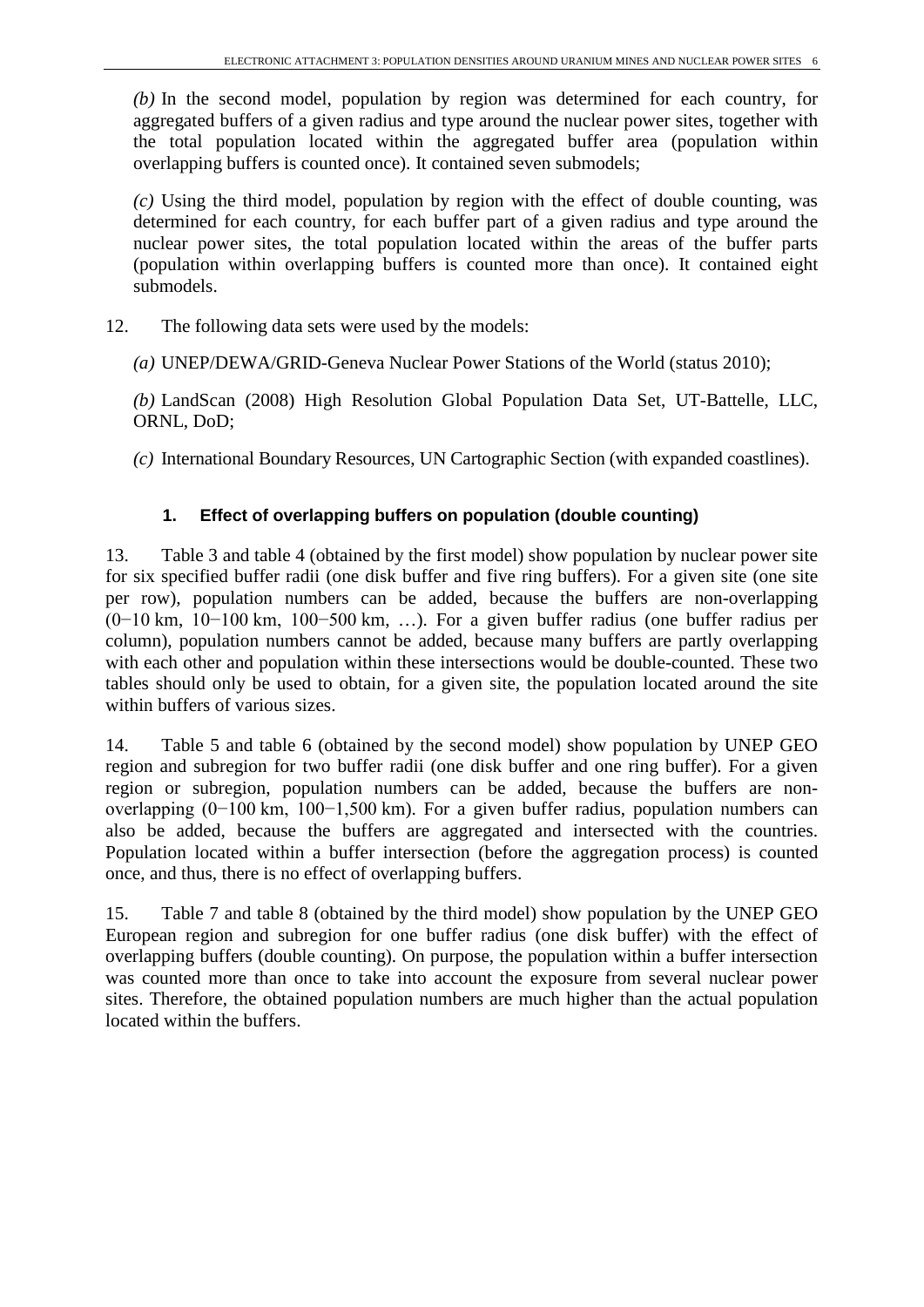*(b)* In the second model, population by region was determined for each country, for aggregated buffers of a given radius and type around the nuclear power sites, together with the total population located within the aggregated buffer area (population within overlapping buffers is counted once). It contained seven submodels;

*(c)* Using the third model, population by region with the effect of double counting, was determined for each country, for each buffer part of a given radius and type around the nuclear power sites, the total population located within the areas of the buffer parts (population within overlapping buffers is counted more than once). It contained eight submodels.

12. The following data sets were used by the models:

*(a)* UNEP/DEWA/GRID-Geneva Nuclear Power Stations of the World (status 2010);

*(b)* LandScan (2008) High Resolution Global Population Data Set, UT-Battelle, LLC, ORNL, DoD;

*(c)* International Boundary Resources, UN Cartographic Section (with expanded coastlines).

### 1. Effect of overlapping buffers on population (double counting)

13. Table 3 and table 4 (obtained by the first model) show population by nuclear power site for six specified buffer radii (one disk buffer and five ring buffers). For a given site (one site per row), population numbers can be added, because the buffers are non-overlapping (0−10 km, 10−100 km, 100−500 km, …). For a given buffer radius (one buffer radius per column), population numbers cannot be added, because many buffers are partly overlapping with each other and population within these intersections would be double-counted. These two tables should only be used to obtain, for a given site, the population located around the site within buffers of various sizes.

14. Table 5 and table 6 (obtained by the second model) show population by UNEP GEO region and subregion for two buffer radii (one disk buffer and one ring buffer). For a given region or subregion, population numbers can be added, because the buffers are non-overlapping (0−100 km, 100−1,500 km). For a given buffer radius, population numbers can also be added, because the buffers are aggregated and intersected with the countries. Population located within a buffer intersection (before the aggregation process) is counted once, and thus, there is no effect of overlapping buffers.

15. Table 7 and table 8 (obtained by the third model) show population by the UNEP GEO European region and subregion for one buffer radius (one disk buffer) with the effect of overlapping buffers (double counting). On purpose, the population within a buffer intersection was counted more than once to take into account the exposure from several nuclear power sites. Therefore, the obtained population numbers are much higher than the actual population located within the buffers.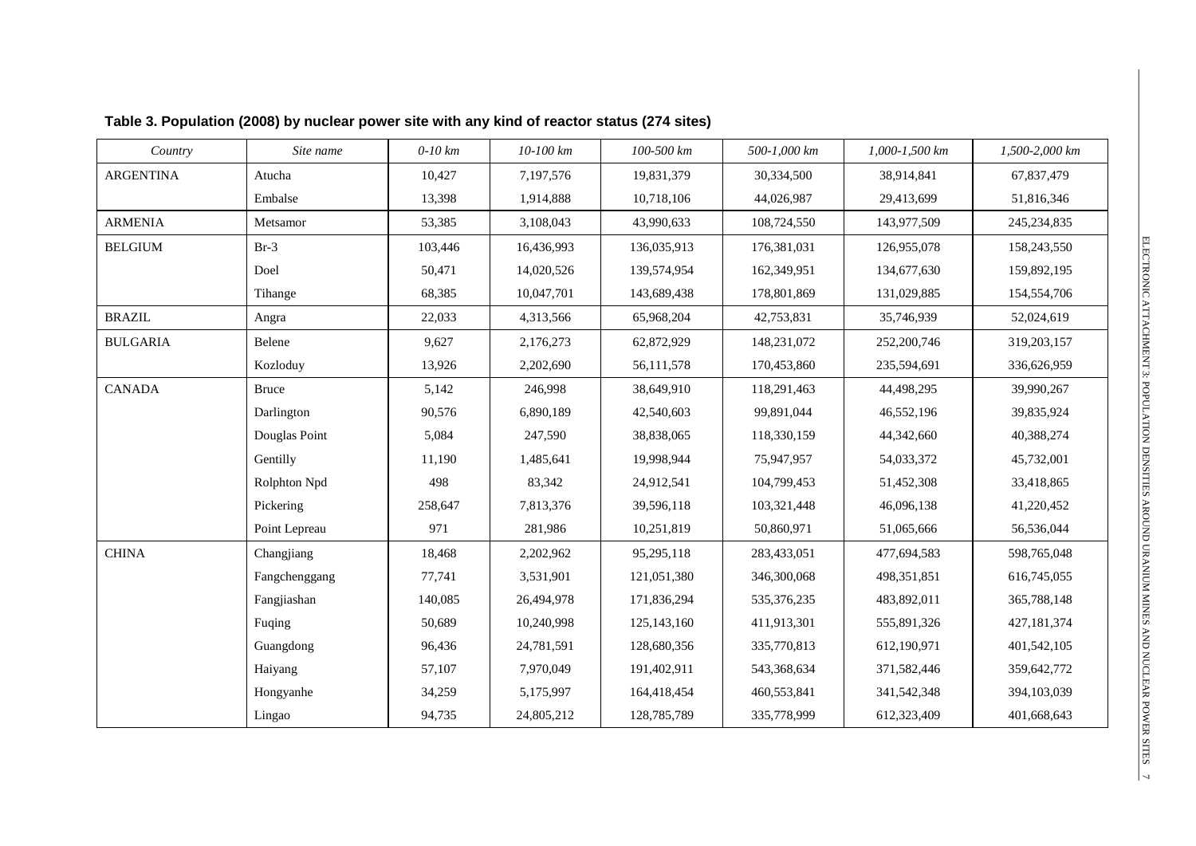**Table 3. Population (2008) by nuclear power site with any kind of reactor status (274 sites)**

| *Country* | *Site name* | *0-10 km* | *10-100 km* | *100-500 km* | *500-1,000 km* | *1,000-1,500 km* | *1,500-2,000 km* |
|---|---|---|---|---|---|---|---|
| ARGENTINA | Atucha | 10,427 | 7,197,576 | 19,831,379 | 30,334,500 | 38,914,841 | 67,837,479 |
| | Embalse | 13,398 | 1,914,888 | 10,718,106 | 44,026,987 | 29,413,699 | 51,816,346 |
| ARMENIA | Metsamor | 53,385 | 3,108,043 | 43,990,633 | 108,724,550 | 143,977,509 | 245,234,835 |
| BELGIUM | Br-3 | 103,446 | 16,436,993 | 136,035,913 | 176,381,031 | 126,955,078 | 158,243,550 |
| | Doel | 50,471 | 14,020,526 | 139,574,954 | 162,349,951 | 134,677,630 | 159,892,195 |
| | Tihange | 68,385 | 10,047,701 | 143,689,438 | 178,801,869 | 131,029,885 | 154,554,706 |
| BRAZIL | Angra | 22,033 | 4,313,566 | 65,968,204 | 42,753,831 | 35,746,939 | 52,024,619 |
| BULGARIA | Belene | 9,627 | 2,176,273 | 62,872,929 | 148,231,072 | 252,200,746 | 319,203,157 |
| | Kozloduy | 13,926 | 2,202,690 | 56,111,578 | 170,453,860 | 235,594,691 | 336,626,959 |
| CANADA | Bruce | 5,142 | 246,998 | 38,649,910 | 118,291,463 | 44,498,295 | 39,990,267 |
| | Darlington | 90,576 | 6,890,189 | 42,540,603 | 99,891,044 | 46,552,196 | 39,835,924 |
| | Douglas Point | 5,084 | 247,590 | 38,838,065 | 118,330,159 | 44,342,660 | 40,388,274 |
| | Gentilly | 11,190 | 1,485,641 | 19,998,944 | 75,947,957 | 54,033,372 | 45,732,001 |
| | Rolphton Npd | 498 | 83,342 | 24,912,541 | 104,799,453 | 51,452,308 | 33,418,865 |
| | Pickering | 258,647 | 7,813,376 | 39,596,118 | 103,321,448 | 46,096,138 | 41,220,452 |
| | Point Lepreau | 971 | 281,986 | 10,251,819 | 50,860,971 | 51,065,666 | 56,536,044 |
| CHINA | Changjiang | 18,468 | 2,202,962 | 95,295,118 | 283,433,051 | 477,694,583 | 598,765,048 |
| | Fangchenggang | 77,741 | 3,531,901 | 121,051,380 | 346,300,068 | 498,351,851 | 616,745,055 |
| | Fangjiashan | 140,085 | 26,494,978 | 171,836,294 | 535,376,235 | 483,892,011 | 365,788,148 |
| | Fuqing | 50,689 | 10,240,998 | 125,143,160 | 411,913,301 | 555,891,326 | 427,181,374 |
| | Guangdong | 96,436 | 24,781,591 | 128,680,356 | 335,770,813 | 612,190,971 | 401,542,105 |
| | Haiyang | 57,107 | 7,970,049 | 191,402,911 | 543,368,634 | 371,582,446 | 359,642,772 |
| | Hongyanhe | 34,259 | 5,175,997 | 164,418,454 | 460,553,841 | 341,542,348 | 394,103,039 |
| | Lingao | 94,735 | 24,805,212 | 128,785,789 | 335,778,999 | 612,323,409 | 401,668,643 |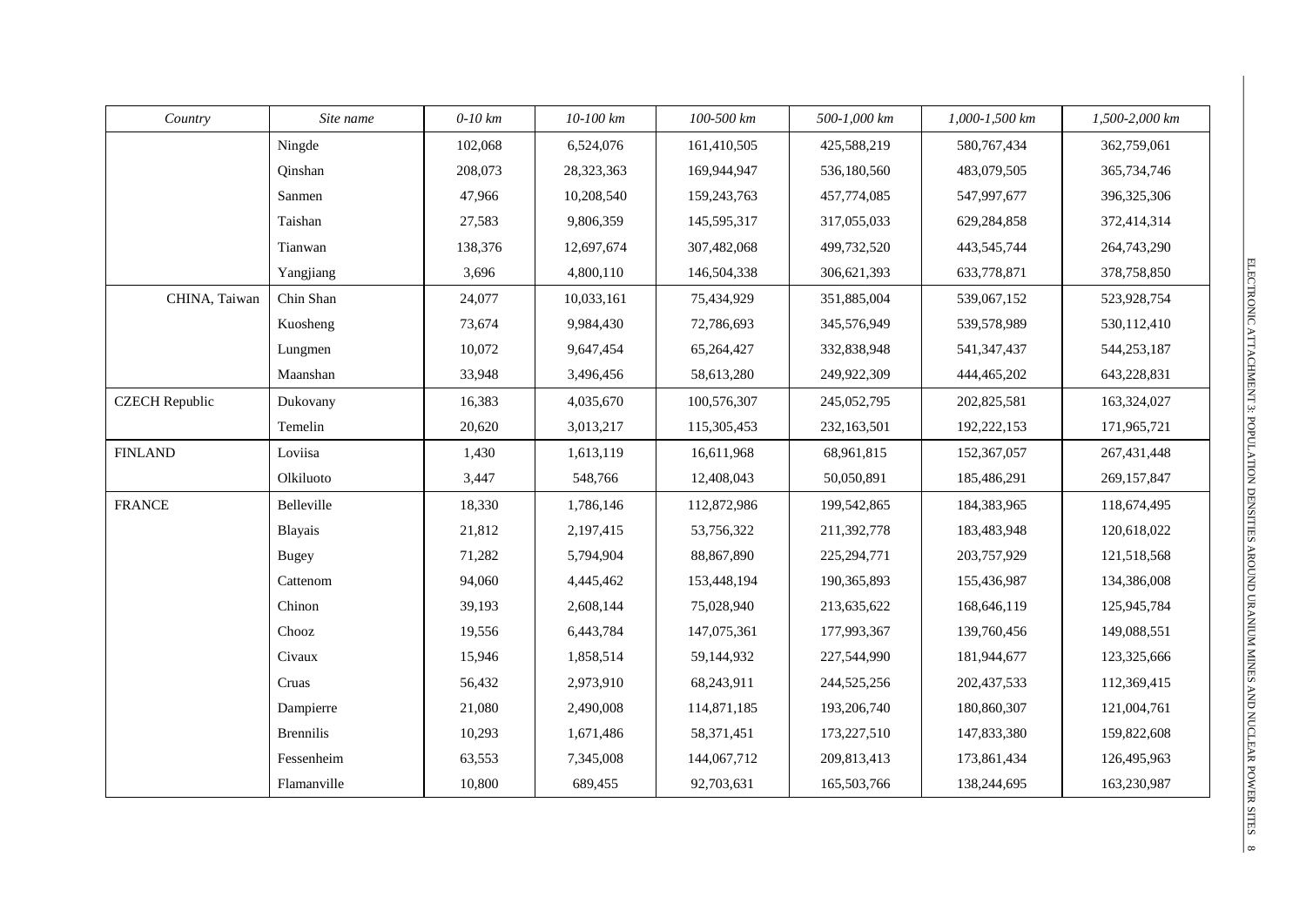| Country | Site name | 0-10 km | 10-100 km | 100-500 km | 500-1,000 km | 1,000-1,500 km | 1,500-2,000 km |
|---|---|---|---|---|---|---|---|
| | Ningde | 102,068 | 6,524,076 | 161,410,505 | 425,588,219 | 580,767,434 | 362,759,061 |
| | Qinshan | 208,073 | 28,323,363 | 169,944,947 | 536,180,560 | 483,079,505 | 365,734,746 |
| | Sanmen | 47,966 | 10,208,540 | 159,243,763 | 457,774,085 | 547,997,677 | 396,325,306 |
| | Taishan | 27,583 | 9,806,359 | 145,595,317 | 317,055,033 | 629,284,858 | 372,414,314 |
| | Tianwan | 138,376 | 12,697,674 | 307,482,068 | 499,732,520 | 443,545,744 | 264,743,290 |
| | Yangjiang | 3,696 | 4,800,110 | 146,504,338 | 306,621,393 | 633,778,871 | 378,758,850 |
| CHINA, Taiwan | Chin Shan | 24,077 | 10,033,161 | 75,434,929 | 351,885,004 | 539,067,152 | 523,928,754 |
| | Kuosheng | 73,674 | 9,984,430 | 72,786,693 | 345,576,949 | 539,578,989 | 530,112,410 |
| | Lungmen | 10,072 | 9,647,454 | 65,264,427 | 332,838,948 | 541,347,437 | 544,253,187 |
| | Maanshan | 33,948 | 3,496,456 | 58,613,280 | 249,922,309 | 444,465,202 | 643,228,831 |
| CZECH Republic | Dukovany | 16,383 | 4,035,670 | 100,576,307 | 245,052,795 | 202,825,581 | 163,324,027 |
| | Temelin | 20,620 | 3,013,217 | 115,305,453 | 232,163,501 | 192,222,153 | 171,965,721 |
| FINLAND | Loviisa | 1,430 | 1,613,119 | 16,611,968 | 68,961,815 | 152,367,057 | 267,431,448 |
| | Olkiluoto | 3,447 | 548,766 | 12,408,043 | 50,050,891 | 185,486,291 | 269,157,847 |
| FRANCE | Belleville | 18,330 | 1,786,146 | 112,872,986 | 199,542,865 | 184,383,965 | 118,674,495 |
| | Blayais | 21,812 | 2,197,415 | 53,756,322 | 211,392,778 | 183,483,948 | 120,618,022 |
| | Bugey | 71,282 | 5,794,904 | 88,867,890 | 225,294,771 | 203,757,929 | 121,518,568 |
| | Cattenom | 94,060 | 4,445,462 | 153,448,194 | 190,365,893 | 155,436,987 | 134,386,008 |
| | Chinon | 39,193 | 2,608,144 | 75,028,940 | 213,635,622 | 168,646,119 | 125,945,784 |
| | Chooz | 19,556 | 6,443,784 | 147,075,361 | 177,993,367 | 139,760,456 | 149,088,551 |
| | Civaux | 15,946 | 1,858,514 | 59,144,932 | 227,544,990 | 181,944,677 | 123,325,666 |
| | Cruas | 56,432 | 2,973,910 | 68,243,911 | 244,525,256 | 202,437,533 | 112,369,415 |
| | Dampierre | 21,080 | 2,490,008 | 114,871,185 | 193,206,740 | 180,860,307 | 121,004,761 |
| | Brennilis | 10,293 | 1,671,486 | 58,371,451 | 173,227,510 | 147,833,380 | 159,822,608 |
| | Fessenheim | 63,553 | 7,345,008 | 144,067,712 | 209,813,413 | 173,861,434 | 126,495,963 |
| | Flamanville | 10,800 | 689,455 | 92,703,631 | 165,503,766 | 138,244,695 | 163,230,987 |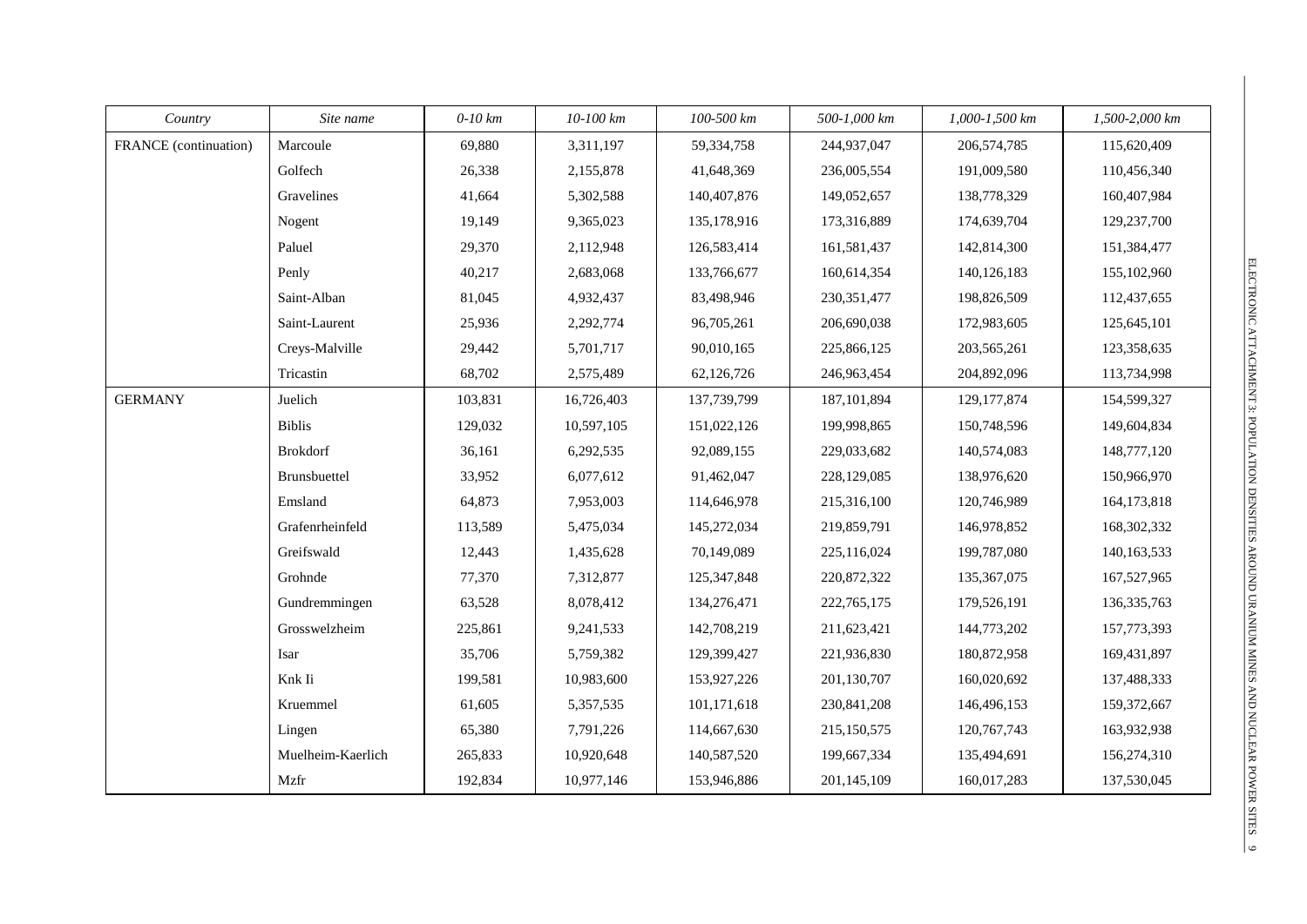| Country | Site name | 0-10 km | 10-100 km | 100-500 km | 500-1,000 km | 1,000-1,500 km | 1,500-2,000 km |
|---|---|---|---|---|---|---|---|
| FRANCE (continuation) | Marcoule | 69,880 | 3,311,197 | 59,334,758 | 244,937,047 | 206,574,785 | 115,620,409 |
| | Golfech | 26,338 | 2,155,878 | 41,648,369 | 236,005,554 | 191,009,580 | 110,456,340 |
| | Gravelines | 41,664 | 5,302,588 | 140,407,876 | 149,052,657 | 138,778,329 | 160,407,984 |
| | Nogent | 19,149 | 9,365,023 | 135,178,916 | 173,316,889 | 174,639,704 | 129,237,700 |
| | Paluel | 29,370 | 2,112,948 | 126,583,414 | 161,581,437 | 142,814,300 | 151,384,477 |
| | Penly | 40,217 | 2,683,068 | 133,766,677 | 160,614,354 | 140,126,183 | 155,102,960 |
| | Saint-Alban | 81,045 | 4,932,437 | 83,498,946 | 230,351,477 | 198,826,509 | 112,437,655 |
| | Saint-Laurent | 25,936 | 2,292,774 | 96,705,261 | 206,690,038 | 172,983,605 | 125,645,101 |
| | Creys-Malville | 29,442 | 5,701,717 | 90,010,165 | 225,866,125 | 203,565,261 | 123,358,635 |
| | Tricastin | 68,702 | 2,575,489 | 62,126,726 | 246,963,454 | 204,892,096 | 113,734,998 |
| GERMANY | Juelich | 103,831 | 16,726,403 | 137,739,799 | 187,101,894 | 129,177,874 | 154,599,327 |
| | Biblis | 129,032 | 10,597,105 | 151,022,126 | 199,998,865 | 150,748,596 | 149,604,834 |
| | Brokdorf | 36,161 | 6,292,535 | 92,089,155 | 229,033,682 | 140,574,083 | 148,777,120 |
| | Brunsbuettel | 33,952 | 6,077,612 | 91,462,047 | 228,129,085 | 138,976,620 | 150,966,970 |
| | Emsland | 64,873 | 7,953,003 | 114,646,978 | 215,316,100 | 120,746,989 | 164,173,818 |
| | Grafenrheinfeld | 113,589 | 5,475,034 | 145,272,034 | 219,859,791 | 146,978,852 | 168,302,332 |
| | Greifswald | 12,443 | 1,435,628 | 70,149,089 | 225,116,024 | 199,787,080 | 140,163,533 |
| | Grohnde | 77,370 | 7,312,877 | 125,347,848 | 220,872,322 | 135,367,075 | 167,527,965 |
| | Gundremmingen | 63,528 | 8,078,412 | 134,276,471 | 222,765,175 | 179,526,191 | 136,335,763 |
| | Grosswelzheim | 225,861 | 9,241,533 | 142,708,219 | 211,623,421 | 144,773,202 | 157,773,393 |
| | Isar | 35,706 | 5,759,382 | 129,399,427 | 221,936,830 | 180,872,958 | 169,431,897 |
| | Knk Ii | 199,581 | 10,983,600 | 153,927,226 | 201,130,707 | 160,020,692 | 137,488,333 |
| | Kruemmel | 61,605 | 5,357,535 | 101,171,618 | 230,841,208 | 146,496,153 | 159,372,667 |
| | Lingen | 65,380 | 7,791,226 | 114,667,630 | 215,150,575 | 120,767,743 | 163,932,938 |
| | Muelheim-Kaerlich | 265,833 | 10,920,648 | 140,587,520 | 199,667,334 | 135,494,691 | 156,274,310 |
| | Mzfr | 192,834 | 10,977,146 | 153,946,886 | 201,145,109 | 160,017,283 | 137,530,045 |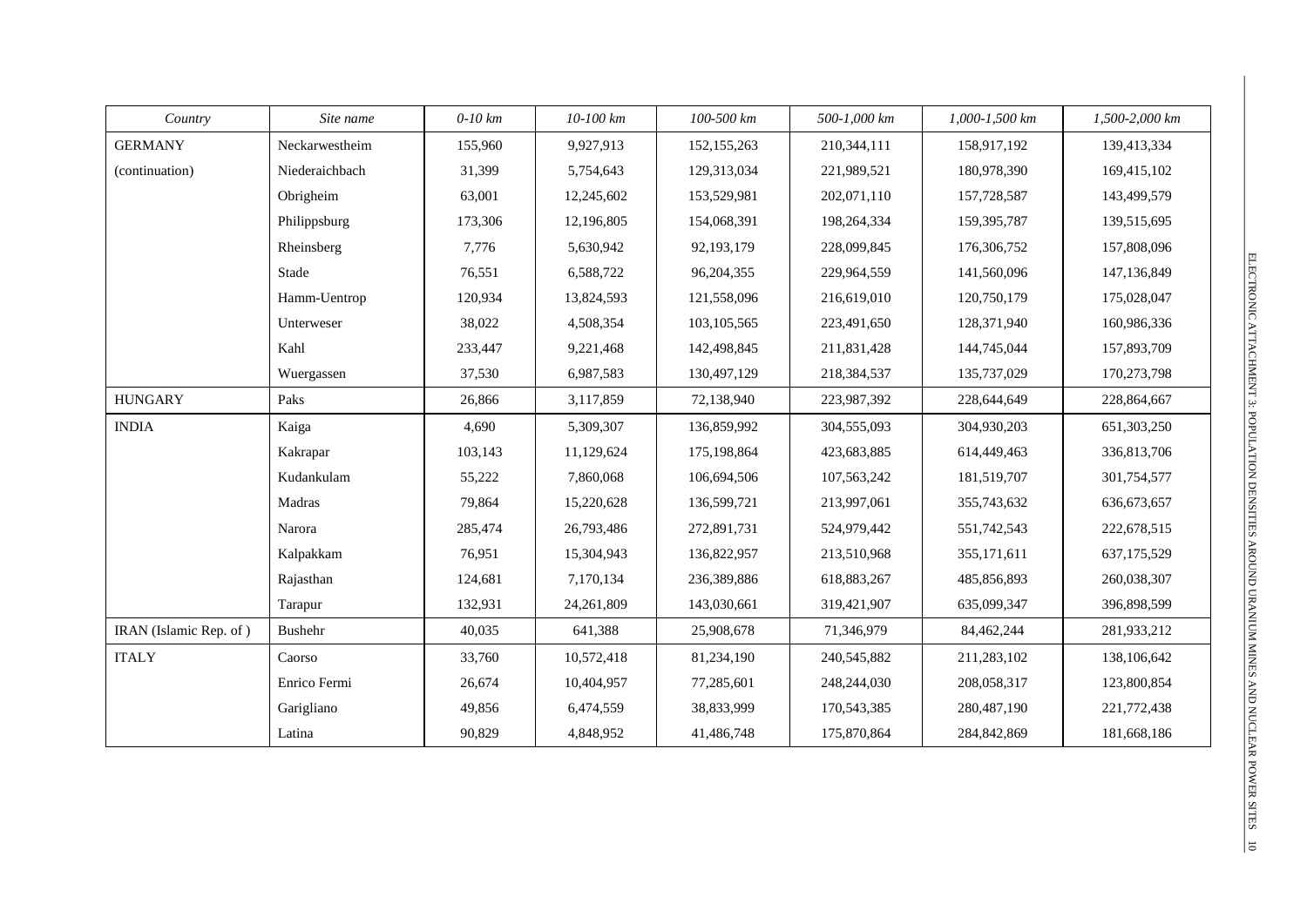| Country | Site name | 0-10 km | 10-100 km | 100-500 km | 500-1,000 km | 1,000-1,500 km | 1,500-2,000 km |
|---|---|---|---|---|---|---|---|
| GERMANY | Neckarwestheim | 155,960 | 9,927,913 | 152,155,263 | 210,344,111 | 158,917,192 | 139,413,334 |
| (continuation) | Niederaichbach | 31,399 | 5,754,643 | 129,313,034 | 221,989,521 | 180,978,390 | 169,415,102 |
| | Obrigheim | 63,001 | 12,245,602 | 153,529,981 | 202,071,110 | 157,728,587 | 143,499,579 |
| | Philippsburg | 173,306 | 12,196,805 | 154,068,391 | 198,264,334 | 159,395,787 | 139,515,695 |
| | Rheinsberg | 7,776 | 5,630,942 | 92,193,179 | 228,099,845 | 176,306,752 | 157,808,096 |
| | Stade | 76,551 | 6,588,722 | 96,204,355 | 229,964,559 | 141,560,096 | 147,136,849 |
| | Hamm-Uentrop | 120,934 | 13,824,593 | 121,558,096 | 216,619,010 | 120,750,179 | 175,028,047 |
| | Unterweser | 38,022 | 4,508,354 | 103,105,565 | 223,491,650 | 128,371,940 | 160,986,336 |
| | Kahl | 233,447 | 9,221,468 | 142,498,845 | 211,831,428 | 144,745,044 | 157,893,709 |
| | Wuergassen | 37,530 | 6,987,583 | 130,497,129 | 218,384,537 | 135,737,029 | 170,273,798 |
| HUNGARY | Paks | 26,866 | 3,117,859 | 72,138,940 | 223,987,392 | 228,644,649 | 228,864,667 |
| INDIA | Kaiga | 4,690 | 5,309,307 | 136,859,992 | 304,555,093 | 304,930,203 | 651,303,250 |
| | Kakrapar | 103,143 | 11,129,624 | 175,198,864 | 423,683,885 | 614,449,463 | 336,813,706 |
| | Kudankulam | 55,222 | 7,860,068 | 106,694,506 | 107,563,242 | 181,519,707 | 301,754,577 |
| | Madras | 79,864 | 15,220,628 | 136,599,721 | 213,997,061 | 355,743,632 | 636,673,657 |
| | Narora | 285,474 | 26,793,486 | 272,891,731 | 524,979,442 | 551,742,543 | 222,678,515 |
| | Kalpakkam | 76,951 | 15,304,943 | 136,822,957 | 213,510,968 | 355,171,611 | 637,175,529 |
| | Rajasthan | 124,681 | 7,170,134 | 236,389,886 | 618,883,267 | 485,856,893 | 260,038,307 |
| | Tarapur | 132,931 | 24,261,809 | 143,030,661 | 319,421,907 | 635,099,347 | 396,898,599 |
| IRAN (Islamic Rep. of ) | Bushehr | 40,035 | 641,388 | 25,908,678 | 71,346,979 | 84,462,244 | 281,933,212 |
| ITALY | Caorso | 33,760 | 10,572,418 | 81,234,190 | 240,545,882 | 211,283,102 | 138,106,642 |
| | Enrico Fermi | 26,674 | 10,404,957 | 77,285,601 | 248,244,030 | 208,058,317 | 123,800,854 |
| | Garigliano | 49,856 | 6,474,559 | 38,833,999 | 170,543,385 | 280,487,190 | 221,772,438 |
| | Latina | 90,829 | 4,848,952 | 41,486,748 | 175,870,864 | 284,842,869 | 181,668,186 |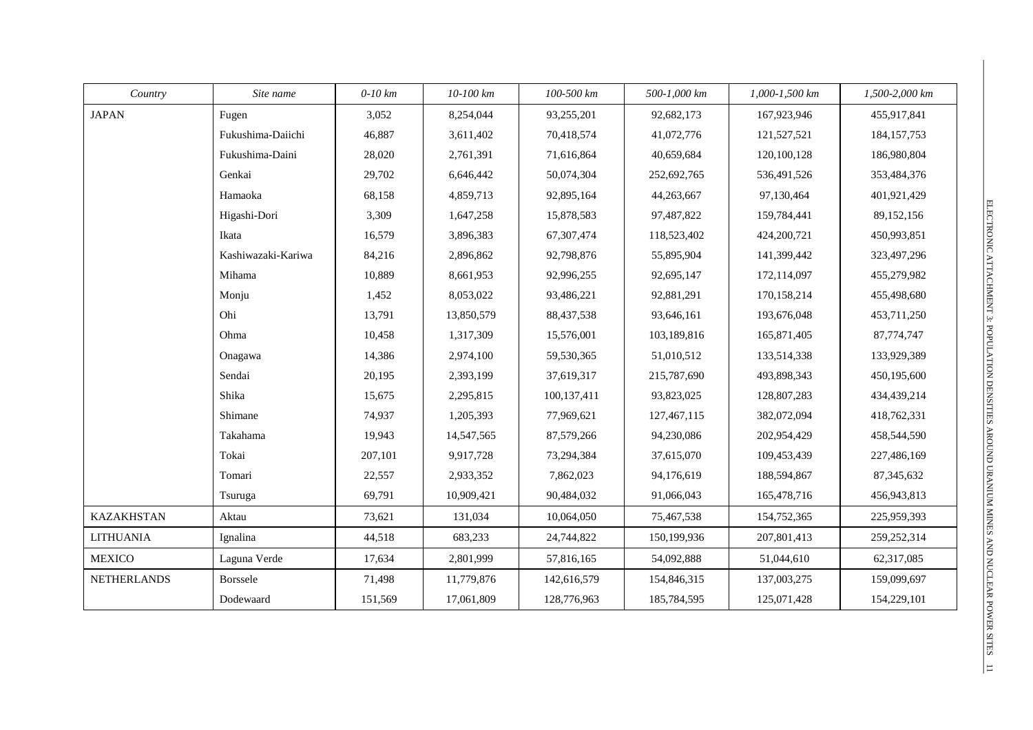| *Country* | *Site name* | *0-10 km* | *10-100 km* | *100-500 km* | *500-1,000 km* | *1,000-1,500 km* | *1,500-2,000 km* |
|---|---|---|---|---|---|---|---|
| JAPAN | Fugen | 3,052 | 8,254,044 | 93,255,201 | 92,682,173 | 167,923,946 | 455,917,841 |
| | Fukushima-Daiichi | 46,887 | 3,611,402 | 70,418,574 | 41,072,776 | 121,527,521 | 184,157,753 |
| | Fukushima-Daini | 28,020 | 2,761,391 | 71,616,864 | 40,659,684 | 120,100,128 | 186,980,804 |
| | Genkai | 29,702 | 6,646,442 | 50,074,304 | 252,692,765 | 536,491,526 | 353,484,376 |
| | Hamaoka | 68,158 | 4,859,713 | 92,895,164 | 44,263,667 | 97,130,464 | 401,921,429 |
| | Higashi-Dori | 3,309 | 1,647,258 | 15,878,583 | 97,487,822 | 159,784,441 | 89,152,156 |
| | Ikata | 16,579 | 3,896,383 | 67,307,474 | 118,523,402 | 424,200,721 | 450,993,851 |
| | Kashiwazaki-Kariwa | 84,216 | 2,896,862 | 92,798,876 | 55,895,904 | 141,399,442 | 323,497,296 |
| | Mihama | 10,889 | 8,661,953 | 92,996,255 | 92,695,147 | 172,114,097 | 455,279,982 |
| | Monju | 1,452 | 8,053,022 | 93,486,221 | 92,881,291 | 170,158,214 | 455,498,680 |
| | Ohi | 13,791 | 13,850,579 | 88,437,538 | 93,646,161 | 193,676,048 | 453,711,250 |
| | Ohma | 10,458 | 1,317,309 | 15,576,001 | 103,189,816 | 165,871,405 | 87,774,747 |
| | Onagawa | 14,386 | 2,974,100 | 59,530,365 | 51,010,512 | 133,514,338 | 133,929,389 |
| | Sendai | 20,195 | 2,393,199 | 37,619,317 | 215,787,690 | 493,898,343 | 450,195,600 |
| | Shika | 15,675 | 2,295,815 | 100,137,411 | 93,823,025 | 128,807,283 | 434,439,214 |
| | Shimane | 74,937 | 1,205,393 | 77,969,621 | 127,467,115 | 382,072,094 | 418,762,331 |
| | Takahama | 19,943 | 14,547,565 | 87,579,266 | 94,230,086 | 202,954,429 | 458,544,590 |
| | Tokai | 207,101 | 9,917,728 | 73,294,384 | 37,615,070 | 109,453,439 | 227,486,169 |
| | Tomari | 22,557 | 2,933,352 | 7,862,023 | 94,176,619 | 188,594,867 | 87,345,632 |
| | Tsuruga | 69,791 | 10,909,421 | 90,484,032 | 91,066,043 | 165,478,716 | 456,943,813 |
| KAZAKHSTAN | Aktau | 73,621 | 131,034 | 10,064,050 | 75,467,538 | 154,752,365 | 225,959,393 |
| LITHUANIA | Ignalina | 44,518 | 683,233 | 24,744,822 | 150,199,936 | 207,801,413 | 259,252,314 |
| MEXICO | Laguna Verde | 17,634 | 2,801,999 | 57,816,165 | 54,092,888 | 51,044,610 | 62,317,085 |
| NETHERLANDS | Borssele | 71,498 | 11,779,876 | 142,616,579 | 154,846,315 | 137,003,275 | 159,099,697 |
| | Dodewaard | 151,569 | 17,061,809 | 128,776,963 | 185,784,595 | 125,071,428 | 154,229,101 |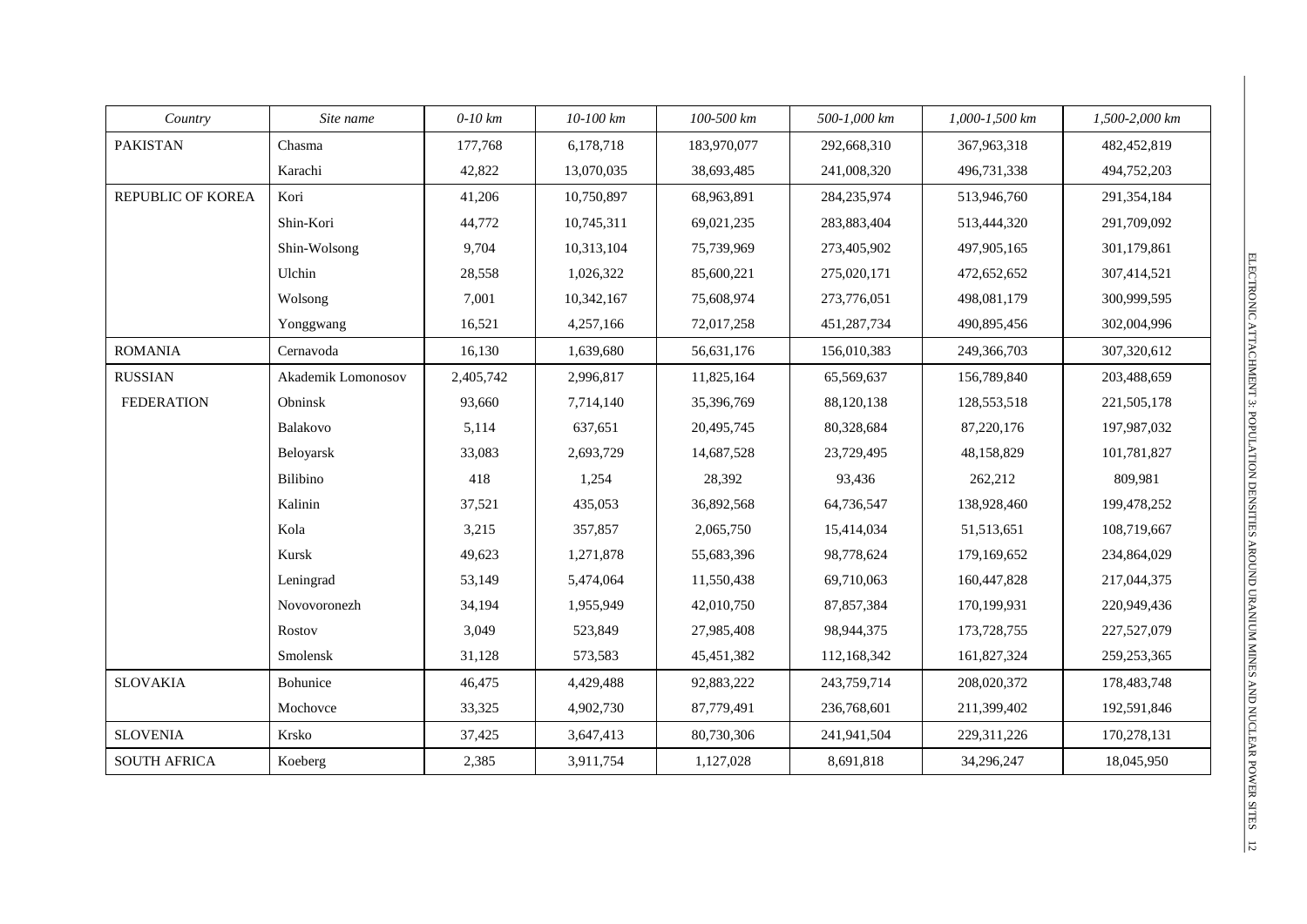| *Country* | *Site name* | *0-10 km* | *10-100 km* | *100-500 km* | *500-1,000 km* | *1,000-1,500 km* | *1,500-2,000 km* |
|---|---|---|---|---|---|---|---|
| PAKISTAN | Chasma | 177,768 | 6,178,718 | 183,970,077 | 292,668,310 | 367,963,318 | 482,452,819 |
| | Karachi | 42,822 | 13,070,035 | 38,693,485 | 241,008,320 | 496,731,338 | 494,752,203 |
| REPUBLIC OF KOREA | Kori | 41,206 | 10,750,897 | 68,963,891 | 284,235,974 | 513,946,760 | 291,354,184 |
| | Shin-Kori | 44,772 | 10,745,311 | 69,021,235 | 283,883,404 | 513,444,320 | 291,709,092 |
| | Shin-Wolsong | 9,704 | 10,313,104 | 75,739,969 | 273,405,902 | 497,905,165 | 301,179,861 |
| | Ulchin | 28,558 | 1,026,322 | 85,600,221 | 275,020,171 | 472,652,652 | 307,414,521 |
| | Wolsong | 7,001 | 10,342,167 | 75,608,974 | 273,776,051 | 498,081,179 | 300,999,595 |
| | Yonggwang | 16,521 | 4,257,166 | 72,017,258 | 451,287,734 | 490,895,456 | 302,004,996 |
| ROMANIA | Cernavoda | 16,130 | 1,639,680 | 56,631,176 | 156,010,383 | 249,366,703 | 307,320,612 |
| RUSSIAN FEDERATION | Akademik Lomonosov | 2,405,742 | 2,996,817 | 11,825,164 | 65,569,637 | 156,789,840 | 203,488,659 |
| | Obninsk | 93,660 | 7,714,140 | 35,396,769 | 88,120,138 | 128,553,518 | 221,505,178 |
| | Balakovo | 5,114 | 637,651 | 20,495,745 | 80,328,684 | 87,220,176 | 197,987,032 |
| | Beloyarsk | 33,083 | 2,693,729 | 14,687,528 | 23,729,495 | 48,158,829 | 101,781,827 |
| | Bilibino | 418 | 1,254 | 28,392 | 93,436 | 262,212 | 809,981 |
| | Kalinin | 37,521 | 435,053 | 36,892,568 | 64,736,547 | 138,928,460 | 199,478,252 |
| | Kola | 3,215 | 357,857 | 2,065,750 | 15,414,034 | 51,513,651 | 108,719,667 |
| | Kursk | 49,623 | 1,271,878 | 55,683,396 | 98,778,624 | 179,169,652 | 234,864,029 |
| | Leningrad | 53,149 | 5,474,064 | 11,550,438 | 69,710,063 | 160,447,828 | 217,044,375 |
| | Novovoronezh | 34,194 | 1,955,949 | 42,010,750 | 87,857,384 | 170,199,931 | 220,949,436 |
| | Rostov | 3,049 | 523,849 | 27,985,408 | 98,944,375 | 173,728,755 | 227,527,079 |
| | Smolensk | 31,128 | 573,583 | 45,451,382 | 112,168,342 | 161,827,324 | 259,253,365 |
| SLOVAKIA | Bohunice | 46,475 | 4,429,488 | 92,883,222 | 243,759,714 | 208,020,372 | 178,483,748 |
| | Mochovce | 33,325 | 4,902,730 | 87,779,491 | 236,768,601 | 211,399,402 | 192,591,846 |
| SLOVENIA | Krsko | 37,425 | 3,647,413 | 80,730,306 | 241,941,504 | 229,311,226 | 170,278,131 |
| SOUTH AFRICA | Koeberg | 2,385 | 3,911,754 | 1,127,028 | 8,691,818 | 34,296,247 | 18,045,950 |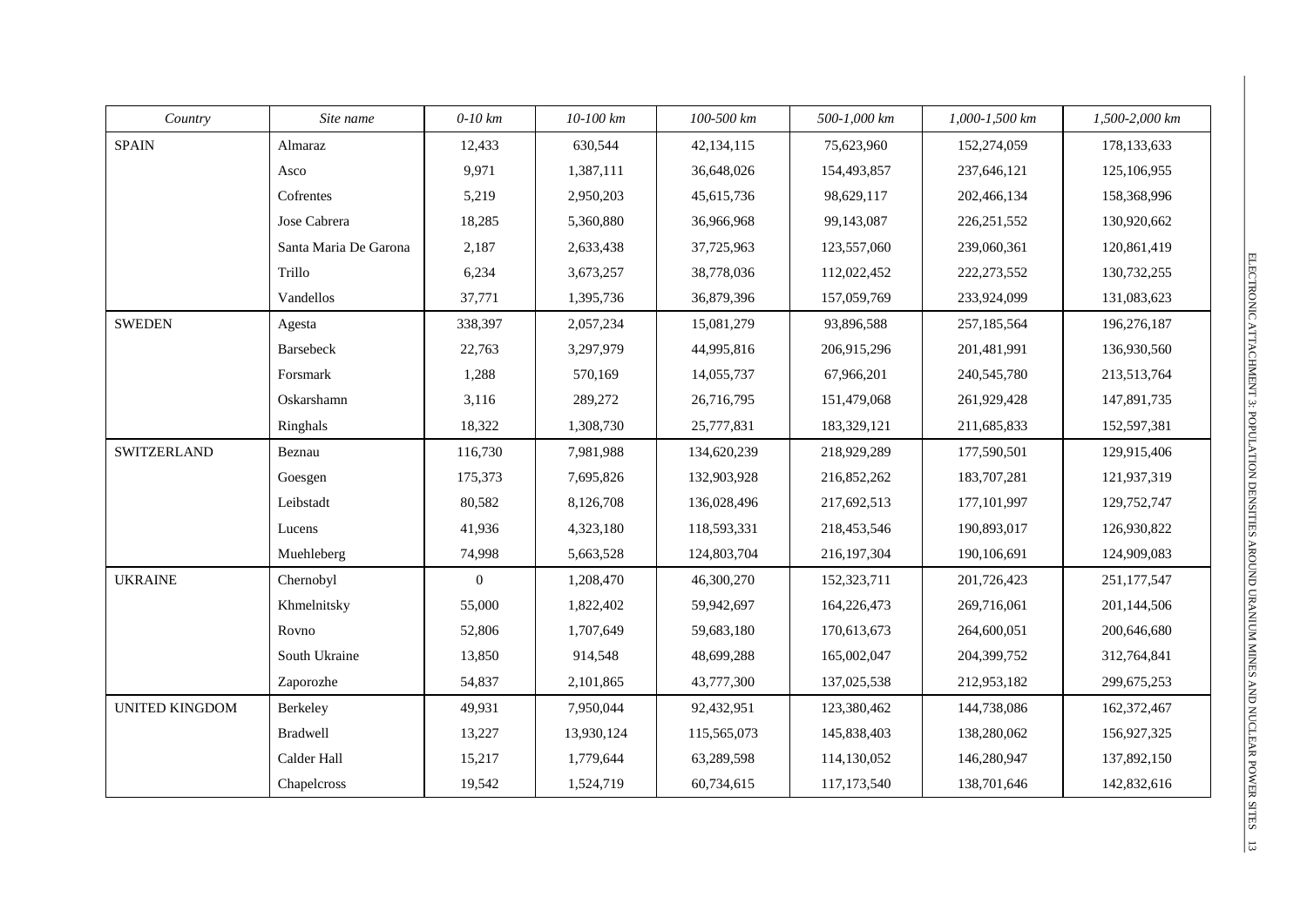| *Country* | *Site name* | *0-10 km* | *10-100 km* | *100-500 km* | *500-1,000 km* | *1,000-1,500 km* | *1,500-2,000 km* |
|---|---|---|---|---|---|---|---|
| SPAIN | Almaraz | 12,433 | 630,544 | 42,134,115 | 75,623,960 | 152,274,059 | 178,133,633 |
| | Asco | 9,971 | 1,387,111 | 36,648,026 | 154,493,857 | 237,646,121 | 125,106,955 |
| | Cofrentes | 5,219 | 2,950,203 | 45,615,736 | 98,629,117 | 202,466,134 | 158,368,996 |
| | Jose Cabrera | 18,285 | 5,360,880 | 36,966,968 | 99,143,087 | 226,251,552 | 130,920,662 |
| | Santa Maria De Garona | 2,187 | 2,633,438 | 37,725,963 | 123,557,060 | 239,060,361 | 120,861,419 |
| | Trillo | 6,234 | 3,673,257 | 38,778,036 | 112,022,452 | 222,273,552 | 130,732,255 |
| | Vandellos | 37,771 | 1,395,736 | 36,879,396 | 157,059,769 | 233,924,099 | 131,083,623 |
| SWEDEN | Agesta | 338,397 | 2,057,234 | 15,081,279 | 93,896,588 | 257,185,564 | 196,276,187 |
| | Barsebeck | 22,763 | 3,297,979 | 44,995,816 | 206,915,296 | 201,481,991 | 136,930,560 |
| | Forsmark | 1,288 | 570,169 | 14,055,737 | 67,966,201 | 240,545,780 | 213,513,764 |
| | Oskarshamn | 3,116 | 289,272 | 26,716,795 | 151,479,068 | 261,929,428 | 147,891,735 |
| | Ringhals | 18,322 | 1,308,730 | 25,777,831 | 183,329,121 | 211,685,833 | 152,597,381 |
| SWITZERLAND | Beznau | 116,730 | 7,981,988 | 134,620,239 | 218,929,289 | 177,590,501 | 129,915,406 |
| | Goesgen | 175,373 | 7,695,826 | 132,903,928 | 216,852,262 | 183,707,281 | 121,937,319 |
| | Leibstadt | 80,582 | 8,126,708 | 136,028,496 | 217,692,513 | 177,101,997 | 129,752,747 |
| | Lucens | 41,936 | 4,323,180 | 118,593,331 | 218,453,546 | 190,893,017 | 126,930,822 |
| | Muehleberg | 74,998 | 5,663,528 | 124,803,704 | 216,197,304 | 190,106,691 | 124,909,083 |
| UKRAINE | Chernobyl | 0 | 1,208,470 | 46,300,270 | 152,323,711 | 201,726,423 | 251,177,547 |
| | Khmelnitsky | 55,000 | 1,822,402 | 59,942,697 | 164,226,473 | 269,716,061 | 201,144,506 |
| | Rovno | 52,806 | 1,707,649 | 59,683,180 | 170,613,673 | 264,600,051 | 200,646,680 |
| | South Ukraine | 13,850 | 914,548 | 48,699,288 | 165,002,047 | 204,399,752 | 312,764,841 |
| | Zaporozhe | 54,837 | 2,101,865 | 43,777,300 | 137,025,538 | 212,953,182 | 299,675,253 |
| UNITED KINGDOM | Berkeley | 49,931 | 7,950,044 | 92,432,951 | 123,380,462 | 144,738,086 | 162,372,467 |
| | Bradwell | 13,227 | 13,930,124 | 115,565,073 | 145,838,403 | 138,280,062 | 156,927,325 |
| | Calder Hall | 15,217 | 1,779,644 | 63,289,598 | 114,130,052 | 146,280,947 | 137,892,150 |
| | Chapelcross | 19,542 | 1,524,719 | 60,734,615 | 117,173,540 | 138,701,646 | 142,832,616 |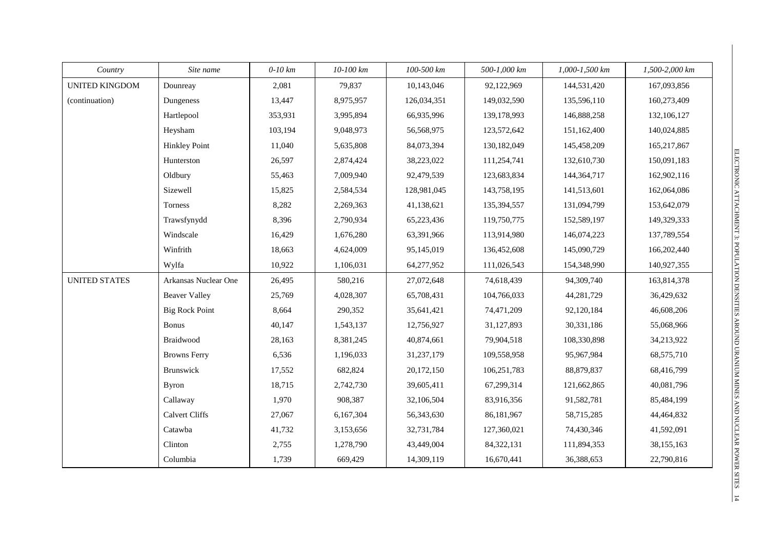| *Country* | *Site name* | *0-10 km* | *10-100 km* | *100-500 km* | *500-1,000 km* | *1,000-1,500 km* | *1,500-2,000 km* |
|---|---|---|---|---|---|---|---|
| UNITED KINGDOM | Dounreay | 2,081 | 79,837 | 10,143,046 | 92,122,969 | 144,531,420 | 167,093,856 |
| (continuation) | Dungeness | 13,447 | 8,975,957 | 126,034,351 | 149,032,590 | 135,596,110 | 160,273,409 |
| | Hartlepool | 353,931 | 3,995,894 | 66,935,996 | 139,178,993 | 146,888,258 | 132,106,127 |
| | Heysham | 103,194 | 9,048,973 | 56,568,975 | 123,572,642 | 151,162,400 | 140,024,885 |
| | Hinkley Point | 11,040 | 5,635,808 | 84,073,394 | 130,182,049 | 145,458,209 | 165,217,867 |
| | Hunterston | 26,597 | 2,874,424 | 38,223,022 | 111,254,741 | 132,610,730 | 150,091,183 |
| | Oldbury | 55,463 | 7,009,940 | 92,479,539 | 123,683,834 | 144,364,717 | 162,902,116 |
| | Sizewell | 15,825 | 2,584,534 | 128,981,045 | 143,758,195 | 141,513,601 | 162,064,086 |
| | Torness | 8,282 | 2,269,363 | 41,138,621 | 135,394,557 | 131,094,799 | 153,642,079 |
| | Trawsfynydd | 8,396 | 2,790,934 | 65,223,436 | 119,750,775 | 152,589,197 | 149,329,333 |
| | Windscale | 16,429 | 1,676,280 | 63,391,966 | 113,914,980 | 146,074,223 | 137,789,554 |
| | Winfrith | 18,663 | 4,624,009 | 95,145,019 | 136,452,608 | 145,090,729 | 166,202,440 |
| | Wylfa | 10,922 | 1,106,031 | 64,277,952 | 111,026,543 | 154,348,990 | 140,927,355 |
| UNITED STATES | Arkansas Nuclear One | 26,495 | 580,216 | 27,072,648 | 74,618,439 | 94,309,740 | 163,814,378 |
| | Beaver Valley | 25,769 | 4,028,307 | 65,708,431 | 104,766,033 | 44,281,729 | 36,429,632 |
| | Big Rock Point | 8,664 | 290,352 | 35,641,421 | 74,471,209 | 92,120,184 | 46,608,206 |
| | Bonus | 40,147 | 1,543,137 | 12,756,927 | 31,127,893 | 30,331,186 | 55,068,966 |
| | Braidwood | 28,163 | 8,381,245 | 40,874,661 | 79,904,518 | 108,330,898 | 34,213,922 |
| | Browns Ferry | 6,536 | 1,196,033 | 31,237,179 | 109,558,958 | 95,967,984 | 68,575,710 |
| | Brunswick | 17,552 | 682,824 | 20,172,150 | 106,251,783 | 88,879,837 | 68,416,799 |
| | Byron | 18,715 | 2,742,730 | 39,605,411 | 67,299,314 | 121,662,865 | 40,081,796 |
| | Callaway | 1,970 | 908,387 | 32,106,504 | 83,916,356 | 91,582,781 | 85,484,199 |
| | Calvert Cliffs | 27,067 | 6,167,304 | 56,343,630 | 86,181,967 | 58,715,285 | 44,464,832 |
| | Catawba | 41,732 | 3,153,656 | 32,731,784 | 127,360,021 | 74,430,346 | 41,592,091 |
| | Clinton | 2,755 | 1,278,790 | 43,449,004 | 84,322,131 | 111,894,353 | 38,155,163 |
| | Columbia | 1,739 | 669,429 | 14,309,119 | 16,670,441 | 36,388,653 | 22,790,816 |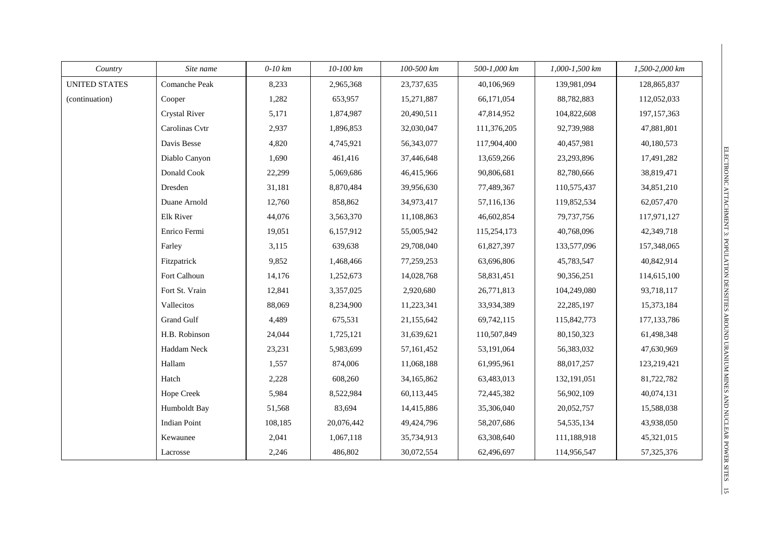| Country | Site name | 0-10 km | 10-100 km | 100-500 km | 500-1,000 km | 1,000-1,500 km | 1,500-2,000 km |
|---|---|---|---|---|---|---|---|
| UNITED STATES | Comanche Peak | 8,233 | 2,965,368 | 23,737,635 | 40,106,969 | 139,981,094 | 128,865,837 |
| (continuation) | Cooper | 1,282 | 653,957 | 15,271,887 | 66,171,054 | 88,782,883 | 112,052,033 |
| | Crystal River | 5,171 | 1,874,987 | 20,490,511 | 47,814,952 | 104,822,608 | 197,157,363 |
| | Carolinas Cvtr | 2,937 | 1,896,853 | 32,030,047 | 111,376,205 | 92,739,988 | 47,881,801 |
| | Davis Besse | 4,820 | 4,745,921 | 56,343,077 | 117,904,400 | 40,457,981 | 40,180,573 |
| | Diablo Canyon | 1,690 | 461,416 | 37,446,648 | 13,659,266 | 23,293,896 | 17,491,282 |
| | Donald Cook | 22,299 | 5,069,686 | 46,415,966 | 90,806,681 | 82,780,666 | 38,819,471 |
| | Dresden | 31,181 | 8,870,484 | 39,956,630 | 77,489,367 | 110,575,437 | 34,851,210 |
| | Duane Arnold | 12,760 | 858,862 | 34,973,417 | 57,116,136 | 119,852,534 | 62,057,470 |
| | Elk River | 44,076 | 3,563,370 | 11,108,863 | 46,602,854 | 79,737,756 | 117,971,127 |
| | Enrico Fermi | 19,051 | 6,157,912 | 55,005,942 | 115,254,173 | 40,768,096 | 42,349,718 |
| | Farley | 3,115 | 639,638 | 29,708,040 | 61,827,397 | 133,577,096 | 157,348,065 |
| | Fitzpatrick | 9,852 | 1,468,466 | 77,259,253 | 63,696,806 | 45,783,547 | 40,842,914 |
| | Fort Calhoun | 14,176 | 1,252,673 | 14,028,768 | 58,831,451 | 90,356,251 | 114,615,100 |
| | Fort St. Vrain | 12,841 | 3,357,025 | 2,920,680 | 26,771,813 | 104,249,080 | 93,718,117 |
| | Vallecitos | 88,069 | 8,234,900 | 11,223,341 | 33,934,389 | 22,285,197 | 15,373,184 |
| | Grand Gulf | 4,489 | 675,531 | 21,155,642 | 69,742,115 | 115,842,773 | 177,133,786 |
| | H.B. Robinson | 24,044 | 1,725,121 | 31,639,621 | 110,507,849 | 80,150,323 | 61,498,348 |
| | Haddam Neck | 23,231 | 5,983,699 | 57,161,452 | 53,191,064 | 56,383,032 | 47,630,969 |
| | Hallam | 1,557 | 874,006 | 11,068,188 | 61,995,961 | 88,017,257 | 123,219,421 |
| | Hatch | 2,228 | 608,260 | 34,165,862 | 63,483,013 | 132,191,051 | 81,722,782 |
| | Hope Creek | 5,984 | 8,522,984 | 60,113,445 | 72,445,382 | 56,902,109 | 40,074,131 |
| | Humboldt Bay | 51,568 | 83,694 | 14,415,886 | 35,306,040 | 20,052,757 | 15,588,038 |
| | Indian Point | 108,185 | 20,076,442 | 49,424,796 | 58,207,686 | 54,535,134 | 43,938,050 |
| | Kewaunee | 2,041 | 1,067,118 | 35,734,913 | 63,308,640 | 111,188,918 | 45,321,015 |
| | Lacrosse | 2,246 | 486,802 | 30,072,554 | 62,496,697 | 114,956,547 | 57,325,376 |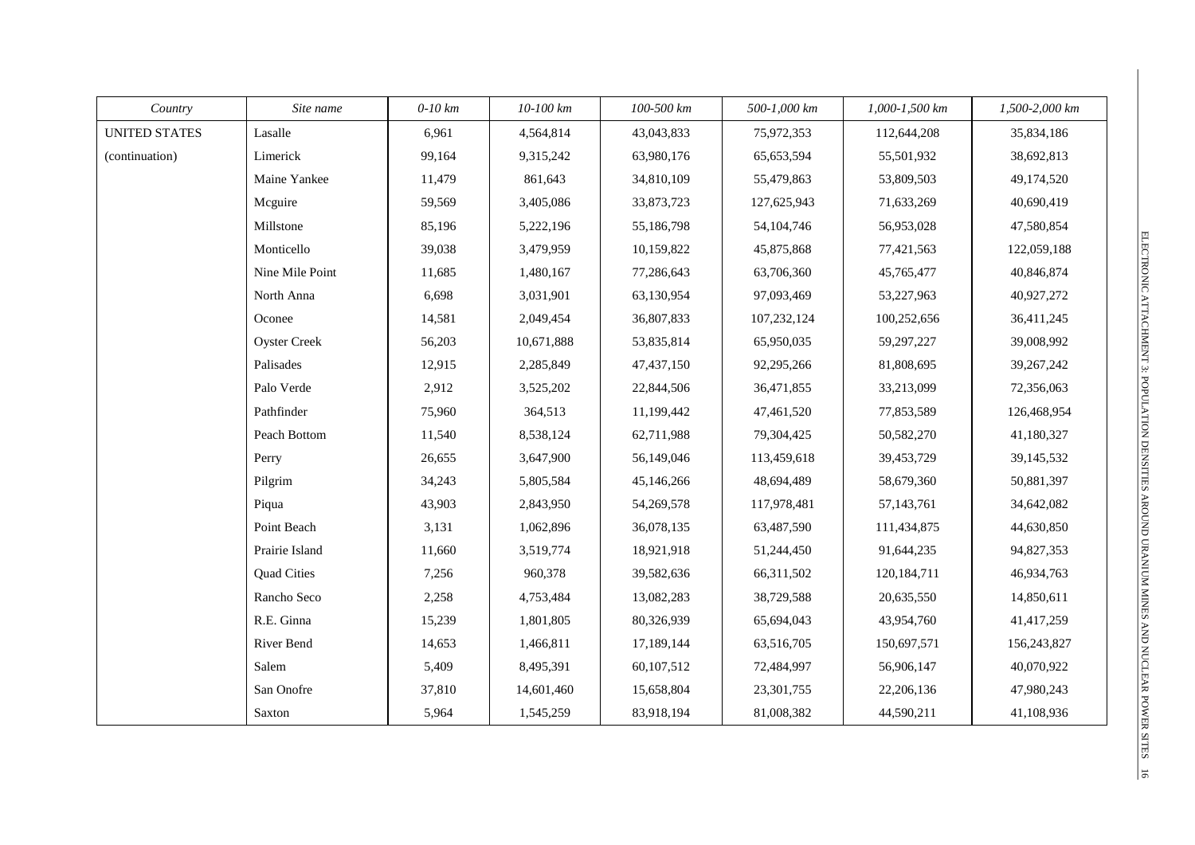| *Country* | *Site name* | *0-10 km* | *10-100 km* | *100-500 km* | *500-1,000 km* | *1,000-1,500 km* | *1,500-2,000 km* |
|---|---|---|---|---|---|---|---|
| UNITED STATES | Lasalle | 6,961 | 4,564,814 | 43,043,833 | 75,972,353 | 112,644,208 | 35,834,186 |
| (continuation) | Limerick | 99,164 | 9,315,242 | 63,980,176 | 65,653,594 | 55,501,932 | 38,692,813 |
| | Maine Yankee | 11,479 | 861,643 | 34,810,109 | 55,479,863 | 53,809,503 | 49,174,520 |
| | Mcguire | 59,569 | 3,405,086 | 33,873,723 | 127,625,943 | 71,633,269 | 40,690,419 |
| | Millstone | 85,196 | 5,222,196 | 55,186,798 | 54,104,746 | 56,953,028 | 47,580,854 |
| | Monticello | 39,038 | 3,479,959 | 10,159,822 | 45,875,868 | 77,421,563 | 122,059,188 |
| | Nine Mile Point | 11,685 | 1,480,167 | 77,286,643 | 63,706,360 | 45,765,477 | 40,846,874 |
| | North Anna | 6,698 | 3,031,901 | 63,130,954 | 97,093,469 | 53,227,963 | 40,927,272 |
| | Oconee | 14,581 | 2,049,454 | 36,807,833 | 107,232,124 | 100,252,656 | 36,411,245 |
| | Oyster Creek | 56,203 | 10,671,888 | 53,835,814 | 65,950,035 | 59,297,227 | 39,008,992 |
| | Palisades | 12,915 | 2,285,849 | 47,437,150 | 92,295,266 | 81,808,695 | 39,267,242 |
| | Palo Verde | 2,912 | 3,525,202 | 22,844,506 | 36,471,855 | 33,213,099 | 72,356,063 |
| | Pathfinder | 75,960 | 364,513 | 11,199,442 | 47,461,520 | 77,853,589 | 126,468,954 |
| | Peach Bottom | 11,540 | 8,538,124 | 62,711,988 | 79,304,425 | 50,582,270 | 41,180,327 |
| | Perry | 26,655 | 3,647,900 | 56,149,046 | 113,459,618 | 39,453,729 | 39,145,532 |
| | Pilgrim | 34,243 | 5,805,584 | 45,146,266 | 48,694,489 | 58,679,360 | 50,881,397 |
| | Piqua | 43,903 | 2,843,950 | 54,269,578 | 117,978,481 | 57,143,761 | 34,642,082 |
| | Point Beach | 3,131 | 1,062,896 | 36,078,135 | 63,487,590 | 111,434,875 | 44,630,850 |
| | Prairie Island | 11,660 | 3,519,774 | 18,921,918 | 51,244,450 | 91,644,235 | 94,827,353 |
| | Quad Cities | 7,256 | 960,378 | 39,582,636 | 66,311,502 | 120,184,711 | 46,934,763 |
| | Rancho Seco | 2,258 | 4,753,484 | 13,082,283 | 38,729,588 | 20,635,550 | 14,850,611 |
| | R.E. Ginna | 15,239 | 1,801,805 | 80,326,939 | 65,694,043 | 43,954,760 | 41,417,259 |
| | River Bend | 14,653 | 1,466,811 | 17,189,144 | 63,516,705 | 150,697,571 | 156,243,827 |
| | Salem | 5,409 | 8,495,391 | 60,107,512 | 72,484,997 | 56,906,147 | 40,070,922 |
| | San Onofre | 37,810 | 14,601,460 | 15,658,804 | 23,301,755 | 22,206,136 | 47,980,243 |
| | Saxton | 5,964 | 1,545,259 | 83,918,194 | 81,008,382 | 44,590,211 | 41,108,936 |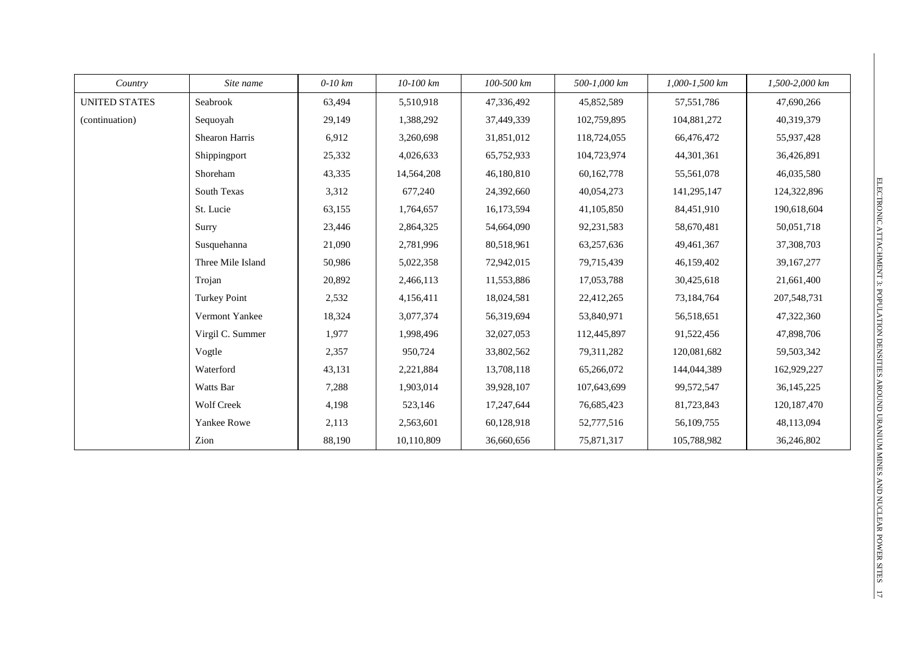| *Country* | *Site name* | *0-10 km* | *10-100 km* | *100-500 km* | *500-1,000 km* | *1,000-1,500 km* | *1,500-2,000 km* |
|---|---|---|---|---|---|---|---|
| UNITED STATES | Seabrook | 63,494 | 5,510,918 | 47,336,492 | 45,852,589 | 57,551,786 | 47,690,266 |
| (continuation) | Sequoyah | 29,149 | 1,388,292 | 37,449,339 | 102,759,895 | 104,881,272 | 40,319,379 |
| | Shearon Harris | 6,912 | 3,260,698 | 31,851,012 | 118,724,055 | 66,476,472 | 55,937,428 |
| | Shippingport | 25,332 | 4,026,633 | 65,752,933 | 104,723,974 | 44,301,361 | 36,426,891 |
| | Shoreham | 43,335 | 14,564,208 | 46,180,810 | 60,162,778 | 55,561,078 | 46,035,580 |
| | South Texas | 3,312 | 677,240 | 24,392,660 | 40,054,273 | 141,295,147 | 124,322,896 |
| | St. Lucie | 63,155 | 1,764,657 | 16,173,594 | 41,105,850 | 84,451,910 | 190,618,604 |
| | Surry | 23,446 | 2,864,325 | 54,664,090 | 92,231,583 | 58,670,481 | 50,051,718 |
| | Susquehanna | 21,090 | 2,781,996 | 80,518,961 | 63,257,636 | 49,461,367 | 37,308,703 |
| | Three Mile Island | 50,986 | 5,022,358 | 72,942,015 | 79,715,439 | 46,159,402 | 39,167,277 |
| | Trojan | 20,892 | 2,466,113 | 11,553,886 | 17,053,788 | 30,425,618 | 21,661,400 |
| | Turkey Point | 2,532 | 4,156,411 | 18,024,581 | 22,412,265 | 73,184,764 | 207,548,731 |
| | Vermont Yankee | 18,324 | 3,077,374 | 56,319,694 | 53,840,971 | 56,518,651 | 47,322,360 |
| | Virgil C. Summer | 1,977 | 1,998,496 | 32,027,053 | 112,445,897 | 91,522,456 | 47,898,706 |
| | Vogtle | 2,357 | 950,724 | 33,802,562 | 79,311,282 | 120,081,682 | 59,503,342 |
| | Waterford | 43,131 | 2,221,884 | 13,708,118 | 65,266,072 | 144,044,389 | 162,929,227 |
| | Watts Bar | 7,288 | 1,903,014 | 39,928,107 | 107,643,699 | 99,572,547 | 36,145,225 |
| | Wolf Creek | 4,198 | 523,146 | 17,247,644 | 76,685,423 | 81,723,843 | 120,187,470 |
| | Yankee Rowe | 2,113 | 2,563,601 | 60,128,918 | 52,777,516 | 56,109,755 | 48,113,094 |
| | Zion | 88,190 | 10,110,809 | 36,660,656 | 75,871,317 | 105,788,982 | 36,246,802 |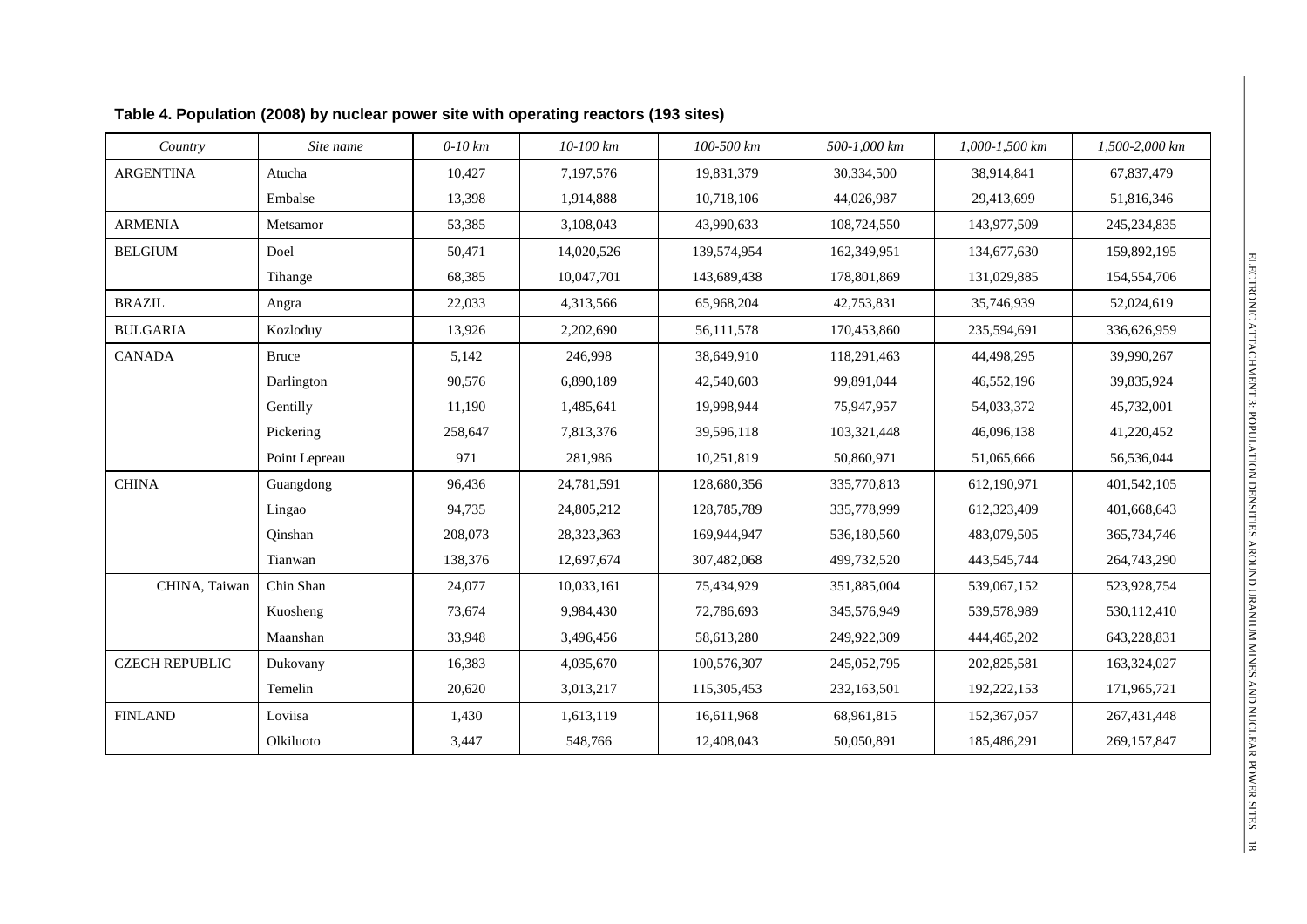**Table 4. Population (2008) by nuclear power site with operating reactors (193 sites)**

| *Country* | *Site name* | *0-10 km* | *10-100 km* | *100-500 km* | *500-1,000 km* | *1,000-1,500 km* | *1,500-2,000 km* |
|---|---|---|---|---|---|---|---|
| ARGENTINA | Atucha | 10,427 | 7,197,576 | 19,831,379 | 30,334,500 | 38,914,841 | 67,837,479 |
| | Embalse | 13,398 | 1,914,888 | 10,718,106 | 44,026,987 | 29,413,699 | 51,816,346 |
| ARMENIA | Metsamor | 53,385 | 3,108,043 | 43,990,633 | 108,724,550 | 143,977,509 | 245,234,835 |
| BELGIUM | Doel | 50,471 | 14,020,526 | 139,574,954 | 162,349,951 | 134,677,630 | 159,892,195 |
| | Tihange | 68,385 | 10,047,701 | 143,689,438 | 178,801,869 | 131,029,885 | 154,554,706 |
| BRAZIL | Angra | 22,033 | 4,313,566 | 65,968,204 | 42,753,831 | 35,746,939 | 52,024,619 |
| BULGARIA | Kozloduy | 13,926 | 2,202,690 | 56,111,578 | 170,453,860 | 235,594,691 | 336,626,959 |
| CANADA | Bruce | 5,142 | 246,998 | 38,649,910 | 118,291,463 | 44,498,295 | 39,990,267 |
| | Darlington | 90,576 | 6,890,189 | 42,540,603 | 99,891,044 | 46,552,196 | 39,835,924 |
| | Gentilly | 11,190 | 1,485,641 | 19,998,944 | 75,947,957 | 54,033,372 | 45,732,001 |
| | Pickering | 258,647 | 7,813,376 | 39,596,118 | 103,321,448 | 46,096,138 | 41,220,452 |
| | Point Lepreau | 971 | 281,986 | 10,251,819 | 50,860,971 | 51,065,666 | 56,536,044 |
| CHINA | Guangdong | 96,436 | 24,781,591 | 128,680,356 | 335,770,813 | 612,190,971 | 401,542,105 |
| | Lingao | 94,735 | 24,805,212 | 128,785,789 | 335,778,999 | 612,323,409 | 401,668,643 |
| | Qinshan | 208,073 | 28,323,363 | 169,944,947 | 536,180,560 | 483,079,505 | 365,734,746 |
| | Tianwan | 138,376 | 12,697,674 | 307,482,068 | 499,732,520 | 443,545,744 | 264,743,290 |
| CHINA, Taiwan | Chin Shan | 24,077 | 10,033,161 | 75,434,929 | 351,885,004 | 539,067,152 | 523,928,754 |
| | Kuosheng | 73,674 | 9,984,430 | 72,786,693 | 345,576,949 | 539,578,989 | 530,112,410 |
| | Maanshan | 33,948 | 3,496,456 | 58,613,280 | 249,922,309 | 444,465,202 | 643,228,831 |
| CZECH REPUBLIC | Dukovany | 16,383 | 4,035,670 | 100,576,307 | 245,052,795 | 202,825,581 | 163,324,027 |
| | Temelin | 20,620 | 3,013,217 | 115,305,453 | 232,163,501 | 192,222,153 | 171,965,721 |
| FINLAND | Loviisa | 1,430 | 1,613,119 | 16,611,968 | 68,961,815 | 152,367,057 | 267,431,448 |
| | Olkiluoto | 3,447 | 548,766 | 12,408,043 | 50,050,891 | 185,486,291 | 269,157,847 |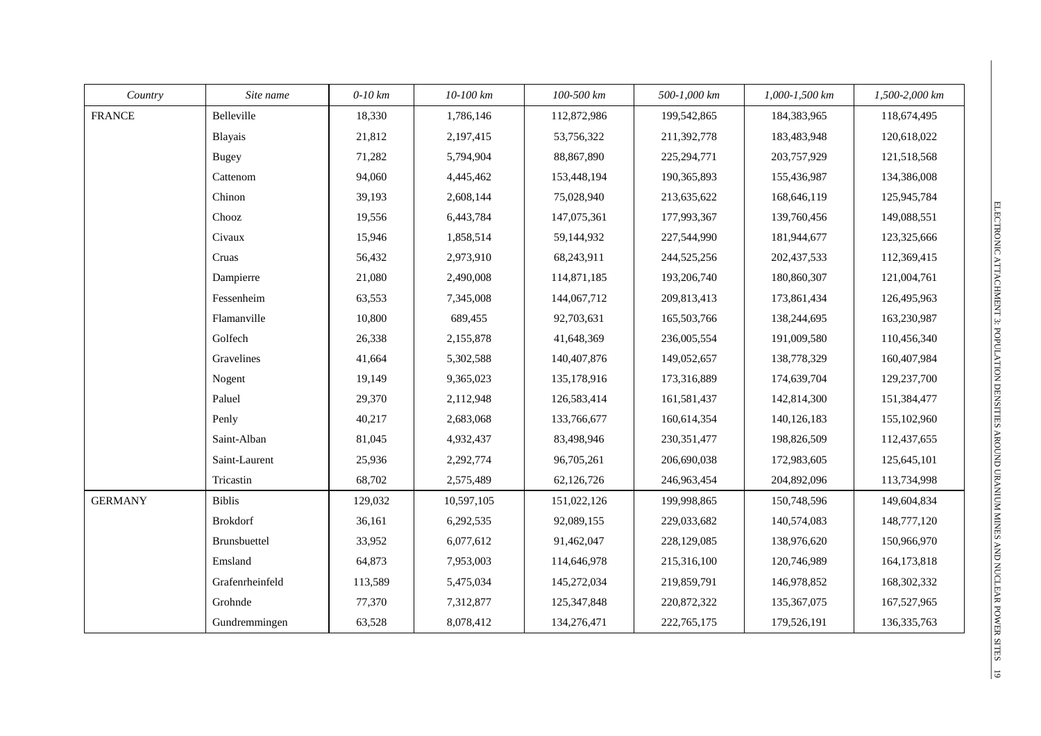| *Country* | *Site name* | *0-10 km* | *10-100 km* | *100-500 km* | *500-1,000 km* | *1,000-1,500 km* | *1,500-2,000 km* |
|---|---|---|---|---|---|---|---|
| FRANCE | Belleville | 18,330 | 1,786,146 | 112,872,986 | 199,542,865 | 184,383,965 | 118,674,495 |
| | Blayais | 21,812 | 2,197,415 | 53,756,322 | 211,392,778 | 183,483,948 | 120,618,022 |
| | Bugey | 71,282 | 5,794,904 | 88,867,890 | 225,294,771 | 203,757,929 | 121,518,568 |
| | Cattenom | 94,060 | 4,445,462 | 153,448,194 | 190,365,893 | 155,436,987 | 134,386,008 |
| | Chinon | 39,193 | 2,608,144 | 75,028,940 | 213,635,622 | 168,646,119 | 125,945,784 |
| | Chooz | 19,556 | 6,443,784 | 147,075,361 | 177,993,367 | 139,760,456 | 149,088,551 |
| | Civaux | 15,946 | 1,858,514 | 59,144,932 | 227,544,990 | 181,944,677 | 123,325,666 |
| | Cruas | 56,432 | 2,973,910 | 68,243,911 | 244,525,256 | 202,437,533 | 112,369,415 |
| | Dampierre | 21,080 | 2,490,008 | 114,871,185 | 193,206,740 | 180,860,307 | 121,004,761 |
| | Fessenheim | 63,553 | 7,345,008 | 144,067,712 | 209,813,413 | 173,861,434 | 126,495,963 |
| | Flamanville | 10,800 | 689,455 | 92,703,631 | 165,503,766 | 138,244,695 | 163,230,987 |
| | Golfech | 26,338 | 2,155,878 | 41,648,369 | 236,005,554 | 191,009,580 | 110,456,340 |
| | Gravelines | 41,664 | 5,302,588 | 140,407,876 | 149,052,657 | 138,778,329 | 160,407,984 |
| | Nogent | 19,149 | 9,365,023 | 135,178,916 | 173,316,889 | 174,639,704 | 129,237,700 |
| | Paluel | 29,370 | 2,112,948 | 126,583,414 | 161,581,437 | 142,814,300 | 151,384,477 |
| | Penly | 40,217 | 2,683,068 | 133,766,677 | 160,614,354 | 140,126,183 | 155,102,960 |
| | Saint-Alban | 81,045 | 4,932,437 | 83,498,946 | 230,351,477 | 198,826,509 | 112,437,655 |
| | Saint-Laurent | 25,936 | 2,292,774 | 96,705,261 | 206,690,038 | 172,983,605 | 125,645,101 |
| | Tricastin | 68,702 | 2,575,489 | 62,126,726 | 246,963,454 | 204,892,096 | 113,734,998 |
| GERMANY | Biblis | 129,032 | 10,597,105 | 151,022,126 | 199,998,865 | 150,748,596 | 149,604,834 |
| | Brokdorf | 36,161 | 6,292,535 | 92,089,155 | 229,033,682 | 140,574,083 | 148,777,120 |
| | Brunsbuettel | 33,952 | 6,077,612 | 91,462,047 | 228,129,085 | 138,976,620 | 150,966,970 |
| | Emsland | 64,873 | 7,953,003 | 114,646,978 | 215,316,100 | 120,746,989 | 164,173,818 |
| | Grafenrheinfeld | 113,589 | 5,475,034 | 145,272,034 | 219,859,791 | 146,978,852 | 168,302,332 |
| | Grohnde | 77,370 | 7,312,877 | 125,347,848 | 220,872,322 | 135,367,075 | 167,527,965 |
| | Gundremmingen | 63,528 | 8,078,412 | 134,276,471 | 222,765,175 | 179,526,191 | 136,335,763 |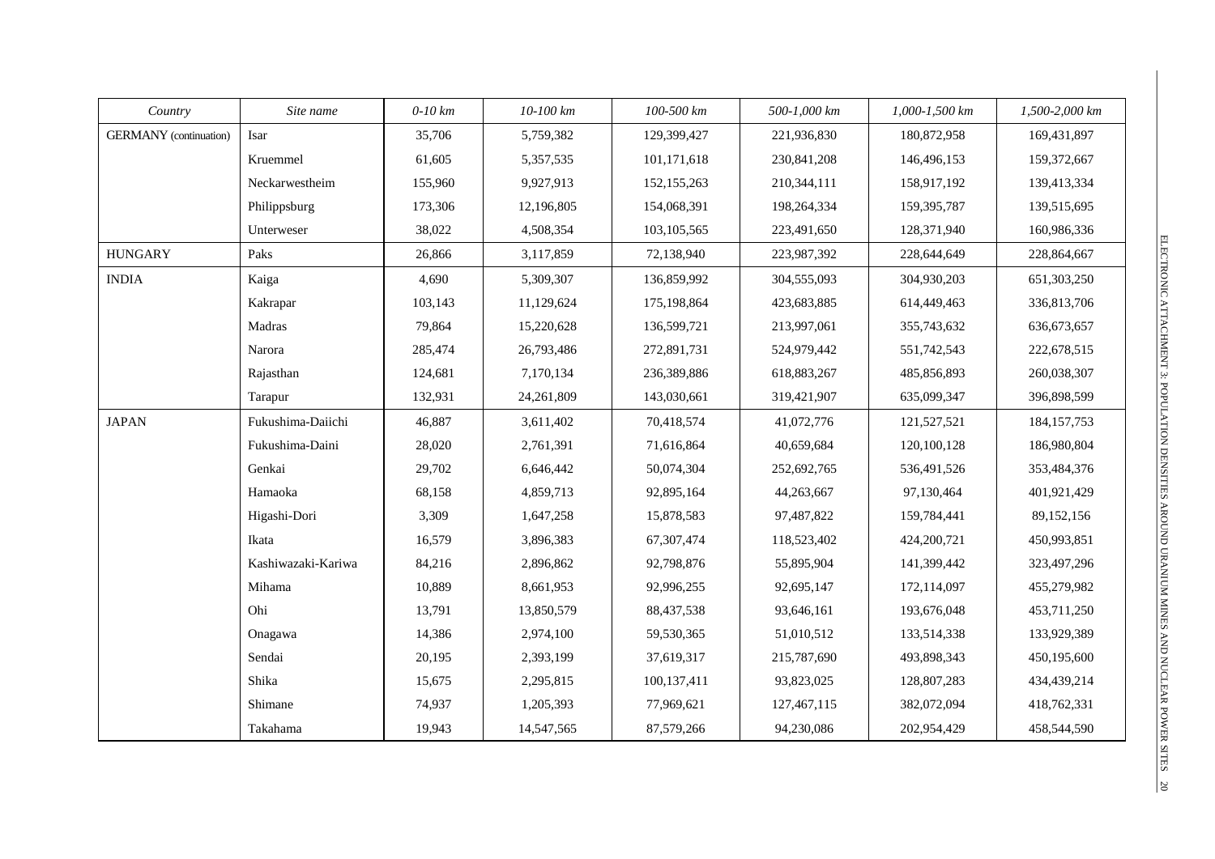| Country | Site name | 0-10 km | 10-100 km | 100-500 km | 500-1,000 km | 1,000-1,500 km | 1,500-2,000 km |
|---|---|---|---|---|---|---|---|
| GERMANY (continuation) | Isar | 35,706 | 5,759,382 | 129,399,427 | 221,936,830 | 180,872,958 | 169,431,897 |
| | Kruemmel | 61,605 | 5,357,535 | 101,171,618 | 230,841,208 | 146,496,153 | 159,372,667 |
| | Neckarwestheim | 155,960 | 9,927,913 | 152,155,263 | 210,344,111 | 158,917,192 | 139,413,334 |
| | Philippsburg | 173,306 | 12,196,805 | 154,068,391 | 198,264,334 | 159,395,787 | 139,515,695 |
| | Unterweser | 38,022 | 4,508,354 | 103,105,565 | 223,491,650 | 128,371,940 | 160,986,336 |
| HUNGARY | Paks | 26,866 | 3,117,859 | 72,138,940 | 223,987,392 | 228,644,649 | 228,864,667 |
| INDIA | Kaiga | 4,690 | 5,309,307 | 136,859,992 | 304,555,093 | 304,930,203 | 651,303,250 |
| | Kakrapar | 103,143 | 11,129,624 | 175,198,864 | 423,683,885 | 614,449,463 | 336,813,706 |
| | Madras | 79,864 | 15,220,628 | 136,599,721 | 213,997,061 | 355,743,632 | 636,673,657 |
| | Narora | 285,474 | 26,793,486 | 272,891,731 | 524,979,442 | 551,742,543 | 222,678,515 |
| | Rajasthan | 124,681 | 7,170,134 | 236,389,886 | 618,883,267 | 485,856,893 | 260,038,307 |
| | Tarapur | 132,931 | 24,261,809 | 143,030,661 | 319,421,907 | 635,099,347 | 396,898,599 |
| JAPAN | Fukushima-Daiichi | 46,887 | 3,611,402 | 70,418,574 | 41,072,776 | 121,527,521 | 184,157,753 |
| | Fukushima-Daini | 28,020 | 2,761,391 | 71,616,864 | 40,659,684 | 120,100,128 | 186,980,804 |
| | Genkai | 29,702 | 6,646,442 | 50,074,304 | 252,692,765 | 536,491,526 | 353,484,376 |
| | Hamaoka | 68,158 | 4,859,713 | 92,895,164 | 44,263,667 | 97,130,464 | 401,921,429 |
| | Higashi-Dori | 3,309 | 1,647,258 | 15,878,583 | 97,487,822 | 159,784,441 | 89,152,156 |
| | Ikata | 16,579 | 3,896,383 | 67,307,474 | 118,523,402 | 424,200,721 | 450,993,851 |
| | Kashiwazaki-Kariwa | 84,216 | 2,896,862 | 92,798,876 | 55,895,904 | 141,399,442 | 323,497,296 |
| | Mihama | 10,889 | 8,661,953 | 92,996,255 | 92,695,147 | 172,114,097 | 455,279,982 |
| | Ohi | 13,791 | 13,850,579 | 88,437,538 | 93,646,161 | 193,676,048 | 453,711,250 |
| | Onagawa | 14,386 | 2,974,100 | 59,530,365 | 51,010,512 | 133,514,338 | 133,929,389 |
| | Sendai | 20,195 | 2,393,199 | 37,619,317 | 215,787,690 | 493,898,343 | 450,195,600 |
| | Shika | 15,675 | 2,295,815 | 100,137,411 | 93,823,025 | 128,807,283 | 434,439,214 |
| | Shimane | 74,937 | 1,205,393 | 77,969,621 | 127,467,115 | 382,072,094 | 418,762,331 |
| | Takahama | 19,943 | 14,547,565 | 87,579,266 | 94,230,086 | 202,954,429 | 458,544,590 |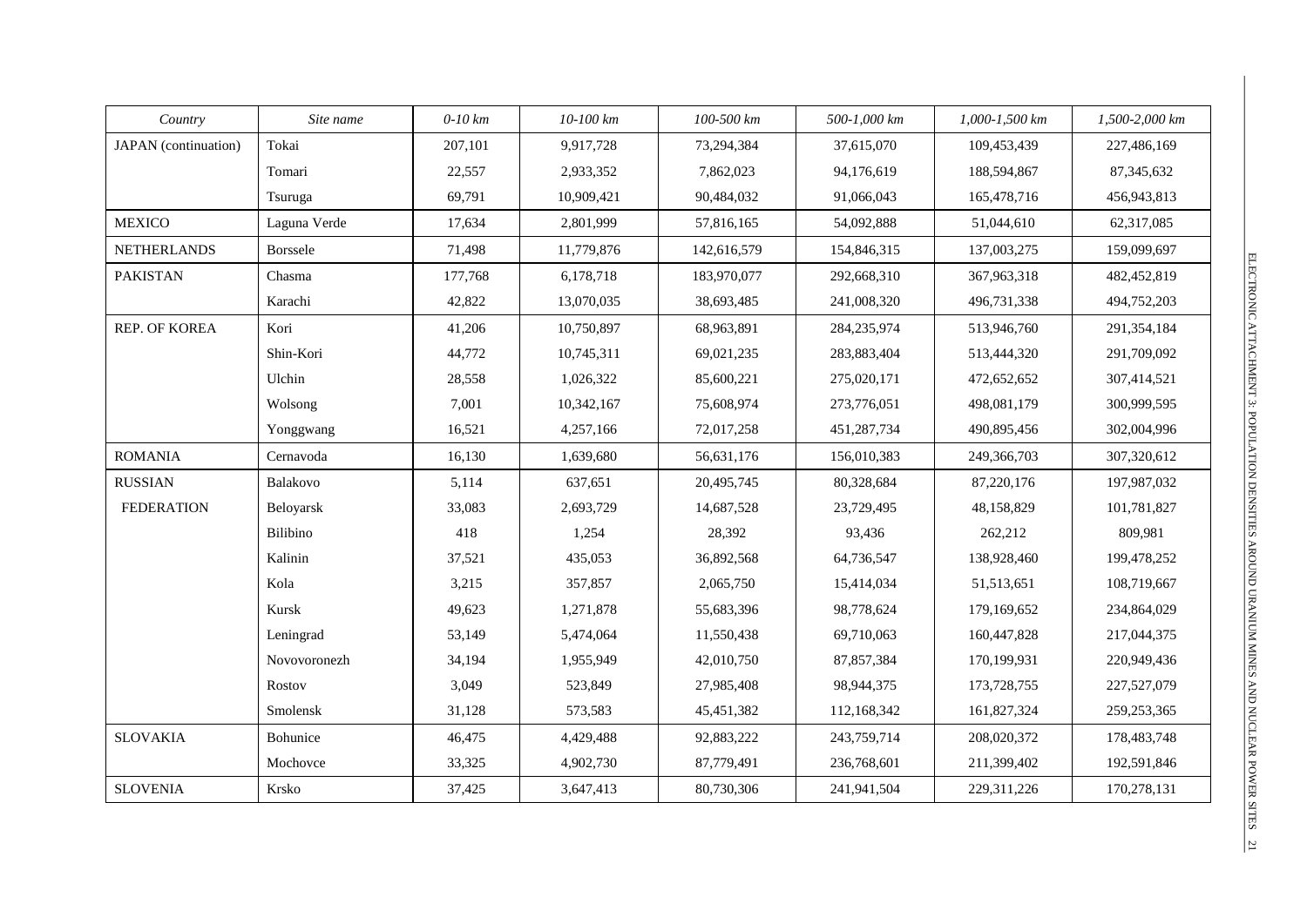| *Country* | *Site name* | *0-10 km* | *10-100 km* | *100-500 km* | *500-1,000 km* | *1,000-1,500 km* | *1,500-2,000 km* |
|---|---|---|---|---|---|---|---|
| JAPAN (continuation) | Tokai | 207,101 | 9,917,728 | 73,294,384 | 37,615,070 | 109,453,439 | 227,486,169 |
| | Tomari | 22,557 | 2,933,352 | 7,862,023 | 94,176,619 | 188,594,867 | 87,345,632 |
| | Tsuruga | 69,791 | 10,909,421 | 90,484,032 | 91,066,043 | 165,478,716 | 456,943,813 |
| MEXICO | Laguna Verde | 17,634 | 2,801,999 | 57,816,165 | 54,092,888 | 51,044,610 | 62,317,085 |
| NETHERLANDS | Borssele | 71,498 | 11,779,876 | 142,616,579 | 154,846,315 | 137,003,275 | 159,099,697 |
| PAKISTAN | Chasma | 177,768 | 6,178,718 | 183,970,077 | 292,668,310 | 367,963,318 | 482,452,819 |
| | Karachi | 42,822 | 13,070,035 | 38,693,485 | 241,008,320 | 496,731,338 | 494,752,203 |
| REP. OF KOREA | Kori | 41,206 | 10,750,897 | 68,963,891 | 284,235,974 | 513,946,760 | 291,354,184 |
| | Shin-Kori | 44,772 | 10,745,311 | 69,021,235 | 283,883,404 | 513,444,320 | 291,709,092 |
| | Ulchin | 28,558 | 1,026,322 | 85,600,221 | 275,020,171 | 472,652,652 | 307,414,521 |
| | Wolsong | 7,001 | 10,342,167 | 75,608,974 | 273,776,051 | 498,081,179 | 300,999,595 |
| | Yonggwang | 16,521 | 4,257,166 | 72,017,258 | 451,287,734 | 490,895,456 | 302,004,996 |
| ROMANIA | Cernavoda | 16,130 | 1,639,680 | 56,631,176 | 156,010,383 | 249,366,703 | 307,320,612 |
| RUSSIAN FEDERATION | Balakovo | 5,114 | 637,651 | 20,495,745 | 80,328,684 | 87,220,176 | 197,987,032 |
| | Beloyarsk | 33,083 | 2,693,729 | 14,687,528 | 23,729,495 | 48,158,829 | 101,781,827 |
| | Bilibino | 418 | 1,254 | 28,392 | 93,436 | 262,212 | 809,981 |
| | Kalinin | 37,521 | 435,053 | 36,892,568 | 64,736,547 | 138,928,460 | 199,478,252 |
| | Kola | 3,215 | 357,857 | 2,065,750 | 15,414,034 | 51,513,651 | 108,719,667 |
| | Kursk | 49,623 | 1,271,878 | 55,683,396 | 98,778,624 | 179,169,652 | 234,864,029 |
| | Leningrad | 53,149 | 5,474,064 | 11,550,438 | 69,710,063 | 160,447,828 | 217,044,375 |
| | Novovoronezh | 34,194 | 1,955,949 | 42,010,750 | 87,857,384 | 170,199,931 | 220,949,436 |
| | Rostov | 3,049 | 523,849 | 27,985,408 | 98,944,375 | 173,728,755 | 227,527,079 |
| | Smolensk | 31,128 | 573,583 | 45,451,382 | 112,168,342 | 161,827,324 | 259,253,365 |
| SLOVAKIA | Bohunice | 46,475 | 4,429,488 | 92,883,222 | 243,759,714 | 208,020,372 | 178,483,748 |
| | Mochovce | 33,325 | 4,902,730 | 87,779,491 | 236,768,601 | 211,399,402 | 192,591,846 |
| SLOVENIA | Krsko | 37,425 | 3,647,413 | 80,730,306 | 241,941,504 | 229,311,226 | 170,278,131 |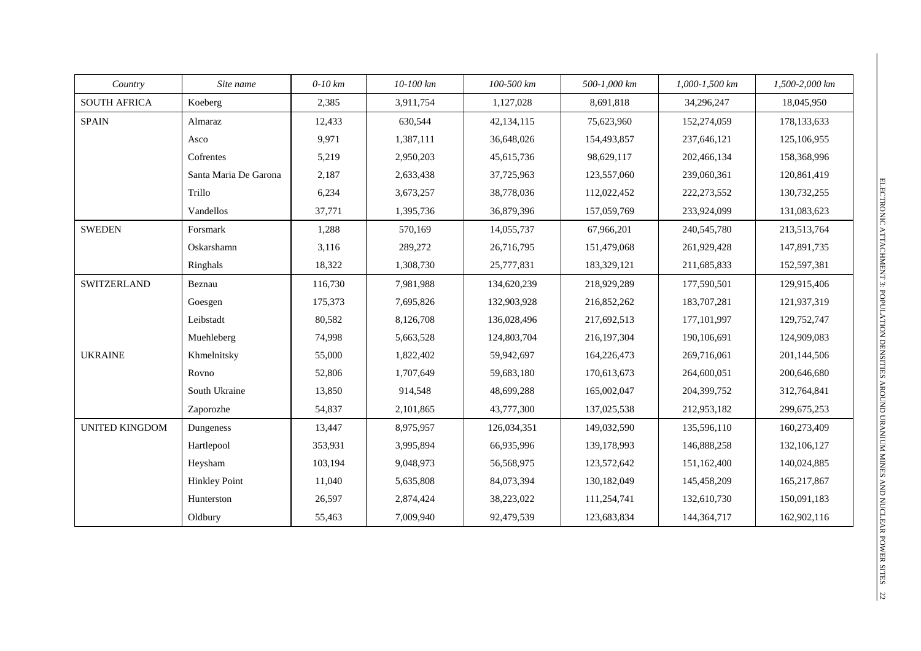| *Country* | *Site name* | *0-10 km* | *10-100 km* | *100-500 km* | *500-1,000 km* | *1,000-1,500 km* | *1,500-2,000 km* |
|---|---|---|---|---|---|---|---|
| SOUTH AFRICA | Koeberg | 2,385 | 3,911,754 | 1,127,028 | 8,691,818 | 34,296,247 | 18,045,950 |
| SPAIN | Almaraz | 12,433 | 630,544 | 42,134,115 | 75,623,960 | 152,274,059 | 178,133,633 |
| | Asco | 9,971 | 1,387,111 | 36,648,026 | 154,493,857 | 237,646,121 | 125,106,955 |
| | Cofrentes | 5,219 | 2,950,203 | 45,615,736 | 98,629,117 | 202,466,134 | 158,368,996 |
| | Santa Maria De Garona | 2,187 | 2,633,438 | 37,725,963 | 123,557,060 | 239,060,361 | 120,861,419 |
| | Trillo | 6,234 | 3,673,257 | 38,778,036 | 112,022,452 | 222,273,552 | 130,732,255 |
| | Vandellos | 37,771 | 1,395,736 | 36,879,396 | 157,059,769 | 233,924,099 | 131,083,623 |
| SWEDEN | Forsmark | 1,288 | 570,169 | 14,055,737 | 67,966,201 | 240,545,780 | 213,513,764 |
| | Oskarshamn | 3,116 | 289,272 | 26,716,795 | 151,479,068 | 261,929,428 | 147,891,735 |
| | Ringhals | 18,322 | 1,308,730 | 25,777,831 | 183,329,121 | 211,685,833 | 152,597,381 |
| SWITZERLAND | Beznau | 116,730 | 7,981,988 | 134,620,239 | 218,929,289 | 177,590,501 | 129,915,406 |
| | Goesgen | 175,373 | 7,695,826 | 132,903,928 | 216,852,262 | 183,707,281 | 121,937,319 |
| | Leibstadt | 80,582 | 8,126,708 | 136,028,496 | 217,692,513 | 177,101,997 | 129,752,747 |
| | Muehleberg | 74,998 | 5,663,528 | 124,803,704 | 216,197,304 | 190,106,691 | 124,909,083 |
| UKRAINE | Khmelnitsky | 55,000 | 1,822,402 | 59,942,697 | 164,226,473 | 269,716,061 | 201,144,506 |
| | Rovno | 52,806 | 1,707,649 | 59,683,180 | 170,613,673 | 264,600,051 | 200,646,680 |
| | South Ukraine | 13,850 | 914,548 | 48,699,288 | 165,002,047 | 204,399,752 | 312,764,841 |
| | Zaporozhe | 54,837 | 2,101,865 | 43,777,300 | 137,025,538 | 212,953,182 | 299,675,253 |
| UNITED KINGDOM | Dungeness | 13,447 | 8,975,957 | 126,034,351 | 149,032,590 | 135,596,110 | 160,273,409 |
| | Hartlepool | 353,931 | 3,995,894 | 66,935,996 | 139,178,993 | 146,888,258 | 132,106,127 |
| | Heysham | 103,194 | 9,048,973 | 56,568,975 | 123,572,642 | 151,162,400 | 140,024,885 |
| | Hinkley Point | 11,040 | 5,635,808 | 84,073,394 | 130,182,049 | 145,458,209 | 165,217,867 |
| | Hunterston | 26,597 | 2,874,424 | 38,223,022 | 111,254,741 | 132,610,730 | 150,091,183 |
| | Oldbury | 55,463 | 7,009,940 | 92,479,539 | 123,683,834 | 144,364,717 | 162,902,116 |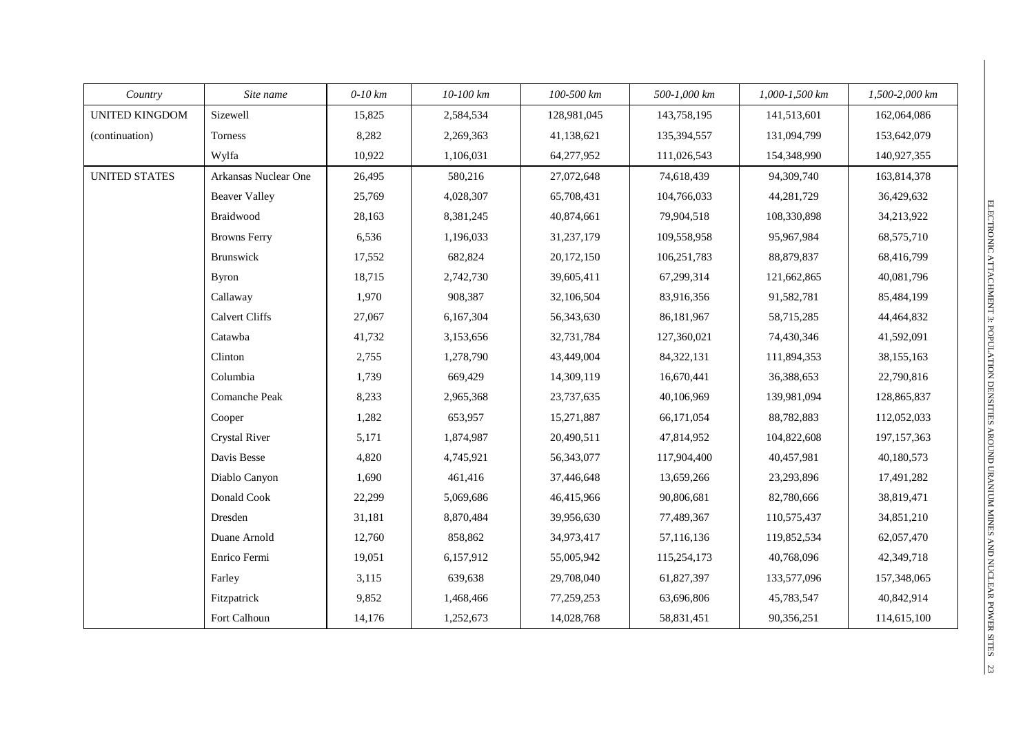| Country | Site name | 0-10 km | 10-100 km | 100-500 km | 500-1,000 km | 1,000-1,500 km | 1,500-2,000 km |
|---|---|---|---|---|---|---|---|
| UNITED KINGDOM | Sizewell | 15,825 | 2,584,534 | 128,981,045 | 143,758,195 | 141,513,601 | 162,064,086 |
| (continuation) | Torness | 8,282 | 2,269,363 | 41,138,621 | 135,394,557 | 131,094,799 | 153,642,079 |
| | Wylfa | 10,922 | 1,106,031 | 64,277,952 | 111,026,543 | 154,348,990 | 140,927,355 |
| UNITED STATES | Arkansas Nuclear One | 26,495 | 580,216 | 27,072,648 | 74,618,439 | 94,309,740 | 163,814,378 |
| | Beaver Valley | 25,769 | 4,028,307 | 65,708,431 | 104,766,033 | 44,281,729 | 36,429,632 |
| | Braidwood | 28,163 | 8,381,245 | 40,874,661 | 79,904,518 | 108,330,898 | 34,213,922 |
| | Browns Ferry | 6,536 | 1,196,033 | 31,237,179 | 109,558,958 | 95,967,984 | 68,575,710 |
| | Brunswick | 17,552 | 682,824 | 20,172,150 | 106,251,783 | 88,879,837 | 68,416,799 |
| | Byron | 18,715 | 2,742,730 | 39,605,411 | 67,299,314 | 121,662,865 | 40,081,796 |
| | Callaway | 1,970 | 908,387 | 32,106,504 | 83,916,356 | 91,582,781 | 85,484,199 |
| | Calvert Cliffs | 27,067 | 6,167,304 | 56,343,630 | 86,181,967 | 58,715,285 | 44,464,832 |
| | Catawba | 41,732 | 3,153,656 | 32,731,784 | 127,360,021 | 74,430,346 | 41,592,091 |
| | Clinton | 2,755 | 1,278,790 | 43,449,004 | 84,322,131 | 111,894,353 | 38,155,163 |
| | Columbia | 1,739 | 669,429 | 14,309,119 | 16,670,441 | 36,388,653 | 22,790,816 |
| | Comanche Peak | 8,233 | 2,965,368 | 23,737,635 | 40,106,969 | 139,981,094 | 128,865,837 |
| | Cooper | 1,282 | 653,957 | 15,271,887 | 66,171,054 | 88,782,883 | 112,052,033 |
| | Crystal River | 5,171 | 1,874,987 | 20,490,511 | 47,814,952 | 104,822,608 | 197,157,363 |
| | Davis Besse | 4,820 | 4,745,921 | 56,343,077 | 117,904,400 | 40,457,981 | 40,180,573 |
| | Diablo Canyon | 1,690 | 461,416 | 37,446,648 | 13,659,266 | 23,293,896 | 17,491,282 |
| | Donald Cook | 22,299 | 5,069,686 | 46,415,966 | 90,806,681 | 82,780,666 | 38,819,471 |
| | Dresden | 31,181 | 8,870,484 | 39,956,630 | 77,489,367 | 110,575,437 | 34,851,210 |
| | Duane Arnold | 12,760 | 858,862 | 34,973,417 | 57,116,136 | 119,852,534 | 62,057,470 |
| | Enrico Fermi | 19,051 | 6,157,912 | 55,005,942 | 115,254,173 | 40,768,096 | 42,349,718 |
| | Farley | 3,115 | 639,638 | 29,708,040 | 61,827,397 | 133,577,096 | 157,348,065 |
| | Fitzpatrick | 9,852 | 1,468,466 | 77,259,253 | 63,696,806 | 45,783,547 | 40,842,914 |
| | Fort Calhoun | 14,176 | 1,252,673 | 14,028,768 | 58,831,451 | 90,356,251 | 114,615,100 |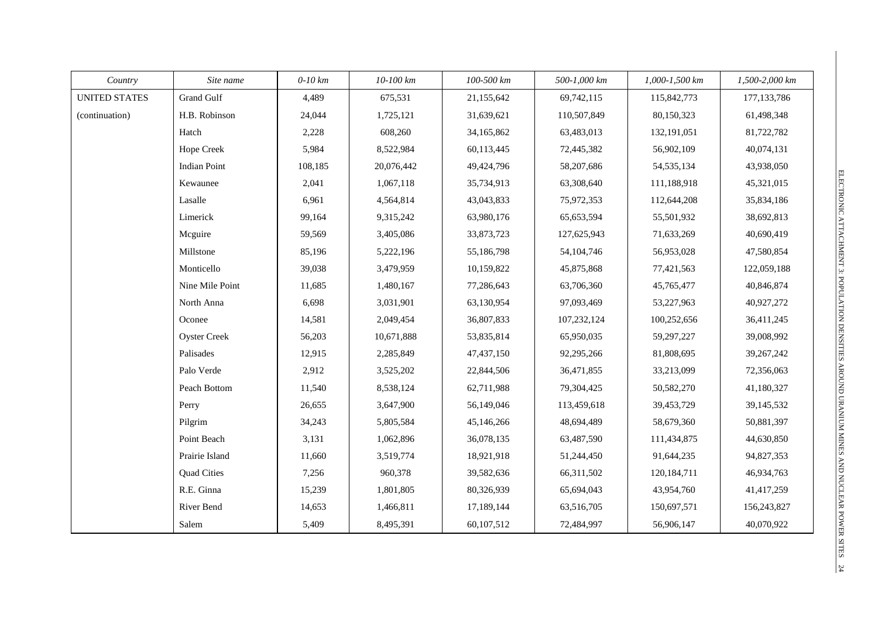| *Country* | *Site name* | *0-10 km* | *10-100 km* | *100-500 km* | *500-1,000 km* | *1,000-1,500 km* | *1,500-2,000 km* |
|---|---|---|---|---|---|---|---|
| UNITED STATES | Grand Gulf | 4,489 | 675,531 | 21,155,642 | 69,742,115 | 115,842,773 | 177,133,786 |
| (continuation) | H.B. Robinson | 24,044 | 1,725,121 | 31,639,621 | 110,507,849 | 80,150,323 | 61,498,348 |
| | Hatch | 2,228 | 608,260 | 34,165,862 | 63,483,013 | 132,191,051 | 81,722,782 |
| | Hope Creek | 5,984 | 8,522,984 | 60,113,445 | 72,445,382 | 56,902,109 | 40,074,131 |
| | Indian Point | 108,185 | 20,076,442 | 49,424,796 | 58,207,686 | 54,535,134 | 43,938,050 |
| | Kewaunee | 2,041 | 1,067,118 | 35,734,913 | 63,308,640 | 111,188,918 | 45,321,015 |
| | Lasalle | 6,961 | 4,564,814 | 43,043,833 | 75,972,353 | 112,644,208 | 35,834,186 |
| | Limerick | 99,164 | 9,315,242 | 63,980,176 | 65,653,594 | 55,501,932 | 38,692,813 |
| | Mcguire | 59,569 | 3,405,086 | 33,873,723 | 127,625,943 | 71,633,269 | 40,690,419 |
| | Millstone | 85,196 | 5,222,196 | 55,186,798 | 54,104,746 | 56,953,028 | 47,580,854 |
| | Monticello | 39,038 | 3,479,959 | 10,159,822 | 45,875,868 | 77,421,563 | 122,059,188 |
| | Nine Mile Point | 11,685 | 1,480,167 | 77,286,643 | 63,706,360 | 45,765,477 | 40,846,874 |
| | North Anna | 6,698 | 3,031,901 | 63,130,954 | 97,093,469 | 53,227,963 | 40,927,272 |
| | Oconee | 14,581 | 2,049,454 | 36,807,833 | 107,232,124 | 100,252,656 | 36,411,245 |
| | Oyster Creek | 56,203 | 10,671,888 | 53,835,814 | 65,950,035 | 59,297,227 | 39,008,992 |
| | Palisades | 12,915 | 2,285,849 | 47,437,150 | 92,295,266 | 81,808,695 | 39,267,242 |
| | Palo Verde | 2,912 | 3,525,202 | 22,844,506 | 36,471,855 | 33,213,099 | 72,356,063 |
| | Peach Bottom | 11,540 | 8,538,124 | 62,711,988 | 79,304,425 | 50,582,270 | 41,180,327 |
| | Perry | 26,655 | 3,647,900 | 56,149,046 | 113,459,618 | 39,453,729 | 39,145,532 |
| | Pilgrim | 34,243 | 5,805,584 | 45,146,266 | 48,694,489 | 58,679,360 | 50,881,397 |
| | Point Beach | 3,131 | 1,062,896 | 36,078,135 | 63,487,590 | 111,434,875 | 44,630,850 |
| | Prairie Island | 11,660 | 3,519,774 | 18,921,918 | 51,244,450 | 91,644,235 | 94,827,353 |
| | Quad Cities | 7,256 | 960,378 | 39,582,636 | 66,311,502 | 120,184,711 | 46,934,763 |
| | R.E. Ginna | 15,239 | 1,801,805 | 80,326,939 | 65,694,043 | 43,954,760 | 41,417,259 |
| | River Bend | 14,653 | 1,466,811 | 17,189,144 | 63,516,705 | 150,697,571 | 156,243,827 |
| | Salem | 5,409 | 8,495,391 | 60,107,512 | 72,484,997 | 56,906,147 | 40,070,922 |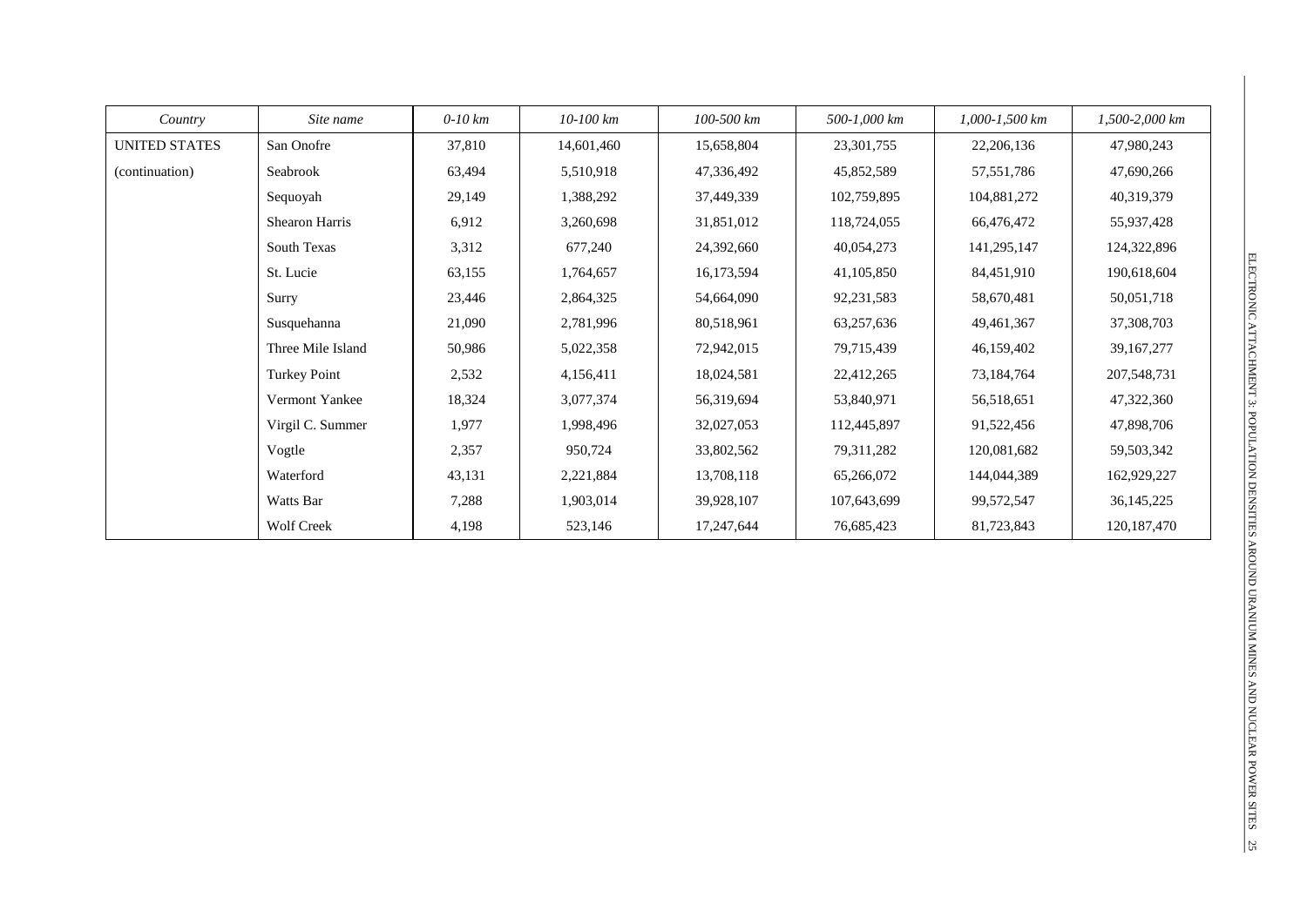| *Country* | *Site name* | *0-10 km* | *10-100 km* | *100-500 km* | *500-1,000 km* | *1,000-1,500 km* | *1,500-2,000 km* |
|---|---|---|---|---|---|---|---|
| UNITED STATES | San Onofre | 37,810 | 14,601,460 | 15,658,804 | 23,301,755 | 22,206,136 | 47,980,243 |
| (continuation) | Seabrook | 63,494 | 5,510,918 | 47,336,492 | 45,852,589 | 57,551,786 | 47,690,266 |
| | Sequoyah | 29,149 | 1,388,292 | 37,449,339 | 102,759,895 | 104,881,272 | 40,319,379 |
| | Shearon Harris | 6,912 | 3,260,698 | 31,851,012 | 118,724,055 | 66,476,472 | 55,937,428 |
| | South Texas | 3,312 | 677,240 | 24,392,660 | 40,054,273 | 141,295,147 | 124,322,896 |
| | St. Lucie | 63,155 | 1,764,657 | 16,173,594 | 41,105,850 | 84,451,910 | 190,618,604 |
| | Surry | 23,446 | 2,864,325 | 54,664,090 | 92,231,583 | 58,670,481 | 50,051,718 |
| | Susquehanna | 21,090 | 2,781,996 | 80,518,961 | 63,257,636 | 49,461,367 | 37,308,703 |
| | Three Mile Island | 50,986 | 5,022,358 | 72,942,015 | 79,715,439 | 46,159,402 | 39,167,277 |
| | Turkey Point | 2,532 | 4,156,411 | 18,024,581 | 22,412,265 | 73,184,764 | 207,548,731 |
| | Vermont Yankee | 18,324 | 3,077,374 | 56,319,694 | 53,840,971 | 56,518,651 | 47,322,360 |
| | Virgil C. Summer | 1,977 | 1,998,496 | 32,027,053 | 112,445,897 | 91,522,456 | 47,898,706 |
| | Vogtle | 2,357 | 950,724 | 33,802,562 | 79,311,282 | 120,081,682 | 59,503,342 |
| | Waterford | 43,131 | 2,221,884 | 13,708,118 | 65,266,072 | 144,044,389 | 162,929,227 |
| | Watts Bar | 7,288 | 1,903,014 | 39,928,107 | 107,643,699 | 99,572,547 | 36,145,225 |
| | Wolf Creek | 4,198 | 523,146 | 17,247,644 | 76,685,423 | 81,723,843 | 120,187,470 |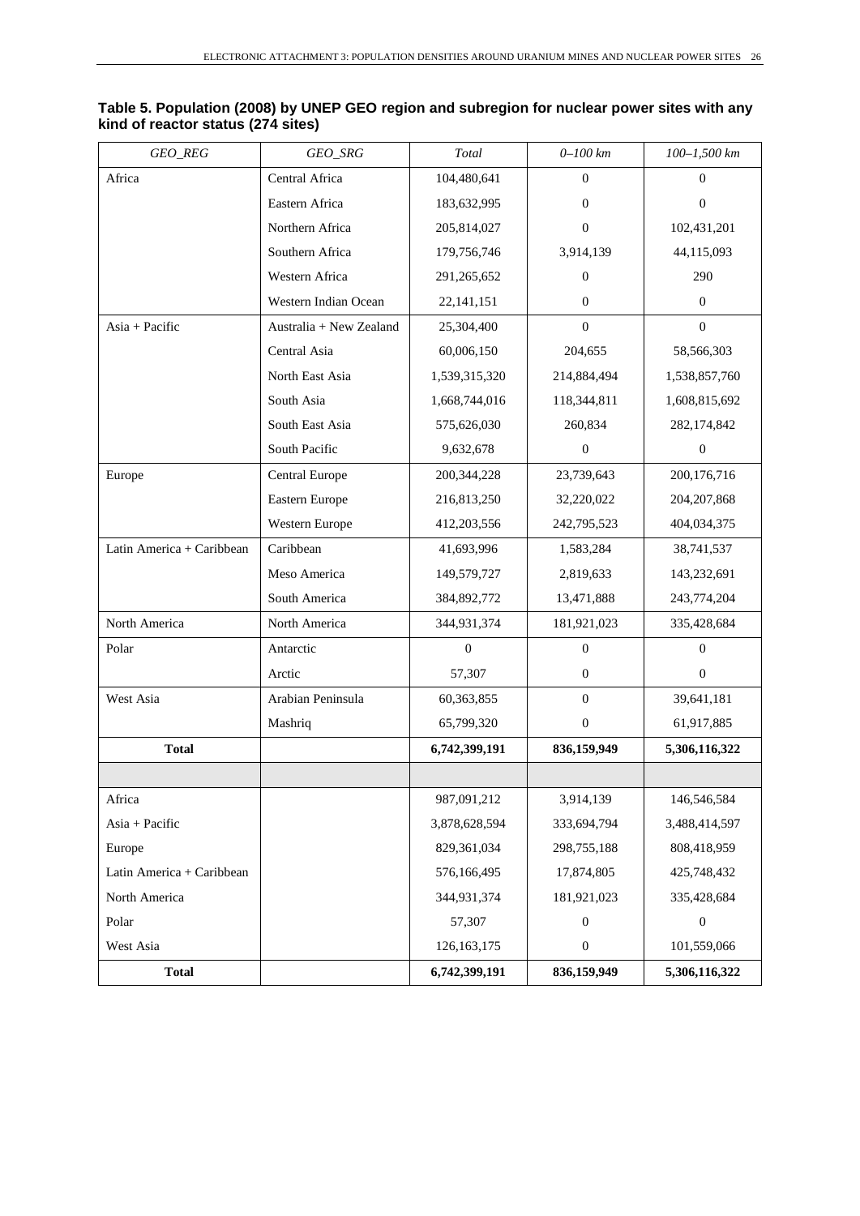**Table 5. Population (2008) by UNEP GEO region and subregion for nuclear power sites with any kind of reactor status (274 sites)**

| *GEO_REG* | *GEO_SRG* | *Total* | *0–100 km* | *100–1,500 km* |
|---|---|---|---|---|
| Africa | Central Africa | 104,480,641 | 0 | 0 |
| | Eastern Africa | 183,632,995 | 0 | 0 |
| | Northern Africa | 205,814,027 | 0 | 102,431,201 |
| | Southern Africa | 179,756,746 | 3,914,139 | 44,115,093 |
| | Western Africa | 291,265,652 | 0 | 290 |
| | Western Indian Ocean | 22,141,151 | 0 | 0 |
| Asia + Pacific | Australia + New Zealand | 25,304,400 | 0 | 0 |
| | Central Asia | 60,006,150 | 204,655 | 58,566,303 |
| | North East Asia | 1,539,315,320 | 214,884,494 | 1,538,857,760 |
| | South Asia | 1,668,744,016 | 118,344,811 | 1,608,815,692 |
| | South East Asia | 575,626,030 | 260,834 | 282,174,842 |
| | South Pacific | 9,632,678 | 0 | 0 |
| Europe | Central Europe | 200,344,228 | 23,739,643 | 200,176,716 |
| | Eastern Europe | 216,813,250 | 32,220,022 | 204,207,868 |
| | Western Europe | 412,203,556 | 242,795,523 | 404,034,375 |
| Latin America + Caribbean | Caribbean | 41,693,996 | 1,583,284 | 38,741,537 |
| | Meso America | 149,579,727 | 2,819,633 | 143,232,691 |
| | South America | 384,892,772 | 13,471,888 | 243,774,204 |
| North America | North America | 344,931,374 | 181,921,023 | 335,428,684 |
| Polar | Antarctic | 0 | 0 | 0 |
| | Arctic | 57,307 | 0 | 0 |
| West Asia | Arabian Peninsula | 60,363,855 | 0 | 39,641,181 |
| | Mashriq | 65,799,320 | 0 | 61,917,885 |
| **Total** | | **6,742,399,191** | **836,159,949** | **5,306,116,322** |
| | | | | |
| Africa | | 987,091,212 | 3,914,139 | 146,546,584 |
| Asia + Pacific | | 3,878,628,594 | 333,694,794 | 3,488,414,597 |
| Europe | | 829,361,034 | 298,755,188 | 808,418,959 |
| Latin America + Caribbean | | 576,166,495 | 17,874,805 | 425,748,432 |
| North America | | 344,931,374 | 181,921,023 | 335,428,684 |
| Polar | | 57,307 | 0 | 0 |
| West Asia | | 126,163,175 | 0 | 101,559,066 |
| **Total** | | **6,742,399,191** | **836,159,949** | **5,306,116,322** |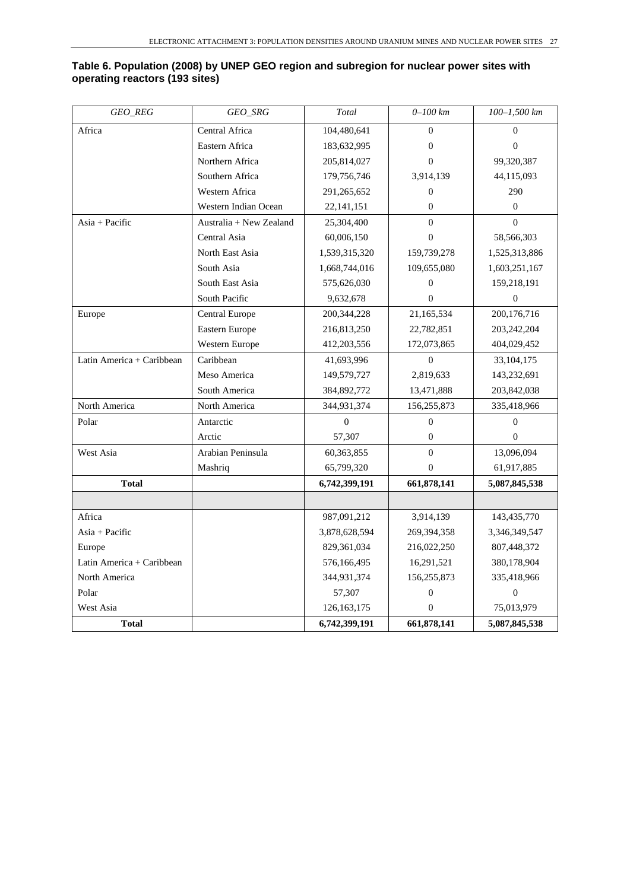**Table 6. Population (2008) by UNEP GEO region and subregion for nuclear power sites with operating reactors (193 sites)**

| *GEO_REG* | *GEO_SRG* | *Total* | *0–100 km* | *100–1,500 km* |
|---|---|---|---|---|
| Africa | Central Africa | 104,480,641 | 0 | 0 |
| | Eastern Africa | 183,632,995 | 0 | 0 |
| | Northern Africa | 205,814,027 | 0 | 99,320,387 |
| | Southern Africa | 179,756,746 | 3,914,139 | 44,115,093 |
| | Western Africa | 291,265,652 | 0 | 290 |
| | Western Indian Ocean | 22,141,151 | 0 | 0 |
| Asia + Pacific | Australia + New Zealand | 25,304,400 | 0 | 0 |
| | Central Asia | 60,006,150 | 0 | 58,566,303 |
| | North East Asia | 1,539,315,320 | 159,739,278 | 1,525,313,886 |
| | South Asia | 1,668,744,016 | 109,655,080 | 1,603,251,167 |
| | South East Asia | 575,626,030 | 0 | 159,218,191 |
| | South Pacific | 9,632,678 | 0 | 0 |
| Europe | Central Europe | 200,344,228 | 21,165,534 | 200,176,716 |
| | Eastern Europe | 216,813,250 | 22,782,851 | 203,242,204 |
| | Western Europe | 412,203,556 | 172,073,865 | 404,029,452 |
| Latin America + Caribbean | Caribbean | 41,693,996 | 0 | 33,104,175 |
| | Meso America | 149,579,727 | 2,819,633 | 143,232,691 |
| | South America | 384,892,772 | 13,471,888 | 203,842,038 |
| North America | North America | 344,931,374 | 156,255,873 | 335,418,966 |
| Polar | Antarctic | 0 | 0 | 0 |
| | Arctic | 57,307 | 0 | 0 |
| West Asia | Arabian Peninsula | 60,363,855 | 0 | 13,096,094 |
| | Mashriq | 65,799,320 | 0 | 61,917,885 |
| **Total** | | **6,742,399,191** | **661,878,141** | **5,087,845,538** |
| | | | | |
| Africa | | 987,091,212 | 3,914,139 | 143,435,770 |
| Asia + Pacific | | 3,878,628,594 | 269,394,358 | 3,346,349,547 |
| Europe | | 829,361,034 | 216,022,250 | 807,448,372 |
| Latin America + Caribbean | | 576,166,495 | 16,291,521 | 380,178,904 |
| North America | | 344,931,374 | 156,255,873 | 335,418,966 |
| Polar | | 57,307 | 0 | 0 |
| West Asia | | 126,163,175 | 0 | 75,013,979 |
| **Total** | | **6,742,399,191** | **661,878,141** | **5,087,845,538** |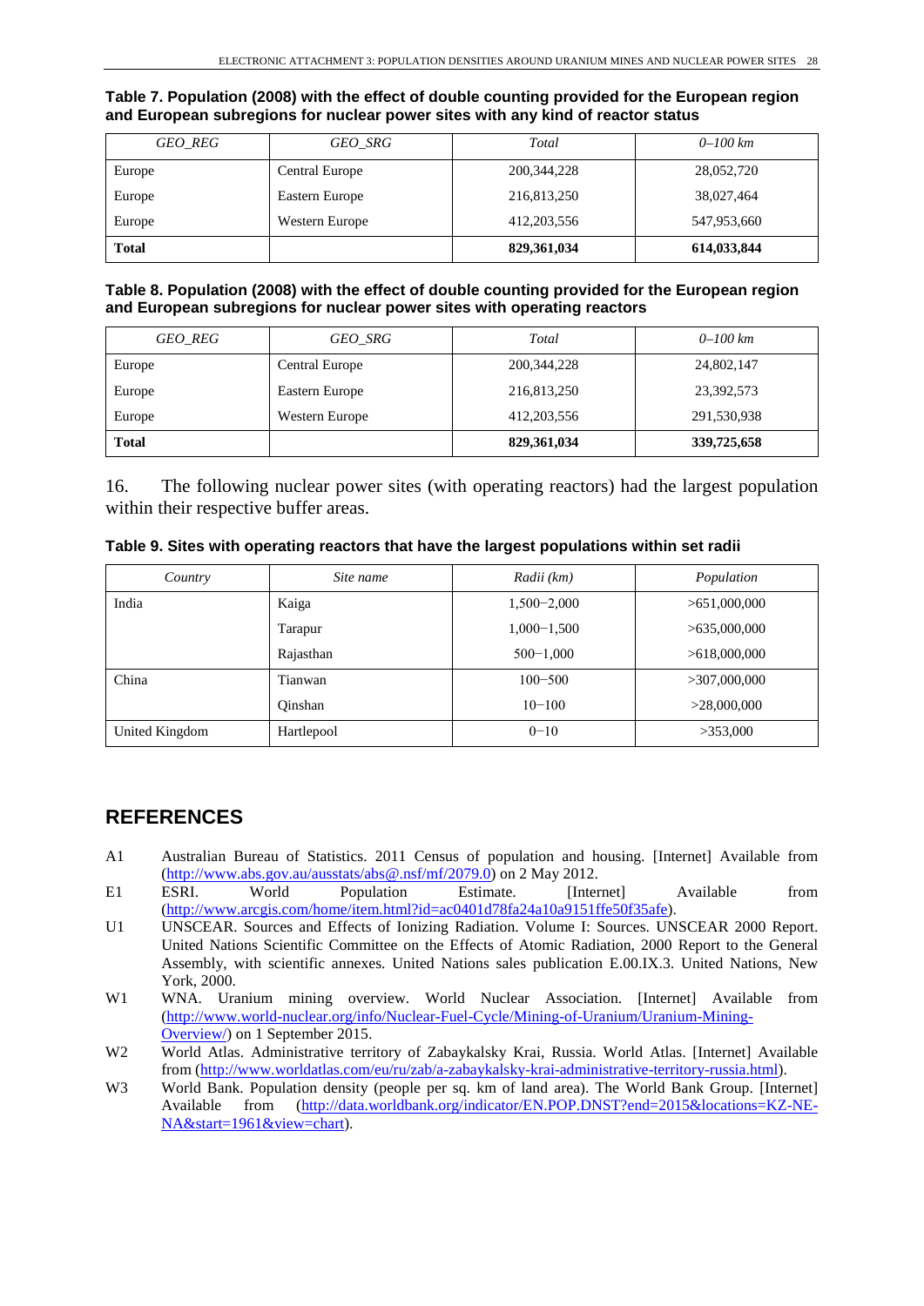**Table 7. Population (2008) with the effect of double counting provided for the European region and European subregions for nuclear power sites with any kind of reactor status**

| *GEO_REG* | *GEO_SRG* | *Total* | *0–100 km* |
|---|---|---|---|
| Europe | Central Europe | 200,344,228 | 28,052,720 |
| Europe | Eastern Europe | 216,813,250 | 38,027,464 |
| Europe | Western Europe | 412,203,556 | 547,953,660 |
| **Total** | | **829,361,034** | **614,033,844** |

**Table 8. Population (2008) with the effect of double counting provided for the European region and European subregions for nuclear power sites with operating reactors**

| *GEO_REG* | *GEO_SRG* | *Total* | *0–100 km* |
|---|---|---|---|
| Europe | Central Europe | 200,344,228 | 24,802,147 |
| Europe | Eastern Europe | 216,813,250 | 23,392,573 |
| Europe | Western Europe | 412,203,556 | 291,530,938 |
| **Total** | | **829,361,034** | **339,725,658** |

16. The following nuclear power sites (with operating reactors) had the largest population within their respective buffer areas.

**Table 9. Sites with operating reactors that have the largest populations within set radii**

| *Country* | *Site name* | *Radii (km)* | *Population* |
|---|---|---|---|
| India | Kaiga | 1,500−2,000 | >651,000,000 |
| | Tarapur | 1,000−1,500 | >635,000,000 |
| | Rajasthan | 500−1,000 | >618,000,000 |
| China | Tianwan | 100−500 | >307,000,000 |
| | Qinshan | 10−100 | >28,000,000 |
| United Kingdom | Hartlepool | 0−10 | >353,000 |

## REFERENCES

A1 Australian Bureau of Statistics. 2011 Census of population and housing. [Internet] Available from (http://www.abs.gov.au/ausstats/abs@.nsf/mf/2079.0) on 2 May 2012.

E1 ESRI. World Population Estimate. [Internet] Available from (http://www.arcgis.com/home/item.html?id=ac0401d78fa24a10a9151ffe50f35afe).

U1 UNSCEAR. Sources and Effects of Ionizing Radiation. Volume I: Sources. UNSCEAR 2000 Report. United Nations Scientific Committee on the Effects of Atomic Radiation, 2000 Report to the General Assembly, with scientific annexes. United Nations sales publication E.00.IX.3. United Nations, New York, 2000.

W1 WNA. Uranium mining overview. World Nuclear Association. [Internet] Available from (http://www.world-nuclear.org/info/Nuclear-Fuel-Cycle/Mining-of-Uranium/Uranium-Mining-Overview/) on 1 September 2015.

W2 World Atlas. Administrative territory of Zabaykalsky Krai, Russia. World Atlas. [Internet] Available from (http://www.worldatlas.com/eu/ru/zab/a-zabaykalsky-krai-administrative-territory-russia.html).

W3 World Bank. Population density (people per sq. km of land area). The World Bank Group. [Internet] Available from (http://data.worldbank.org/indicator/EN.POP.DNST?end=2015&locations=KZ-NE-NA&start=1961&view=chart).